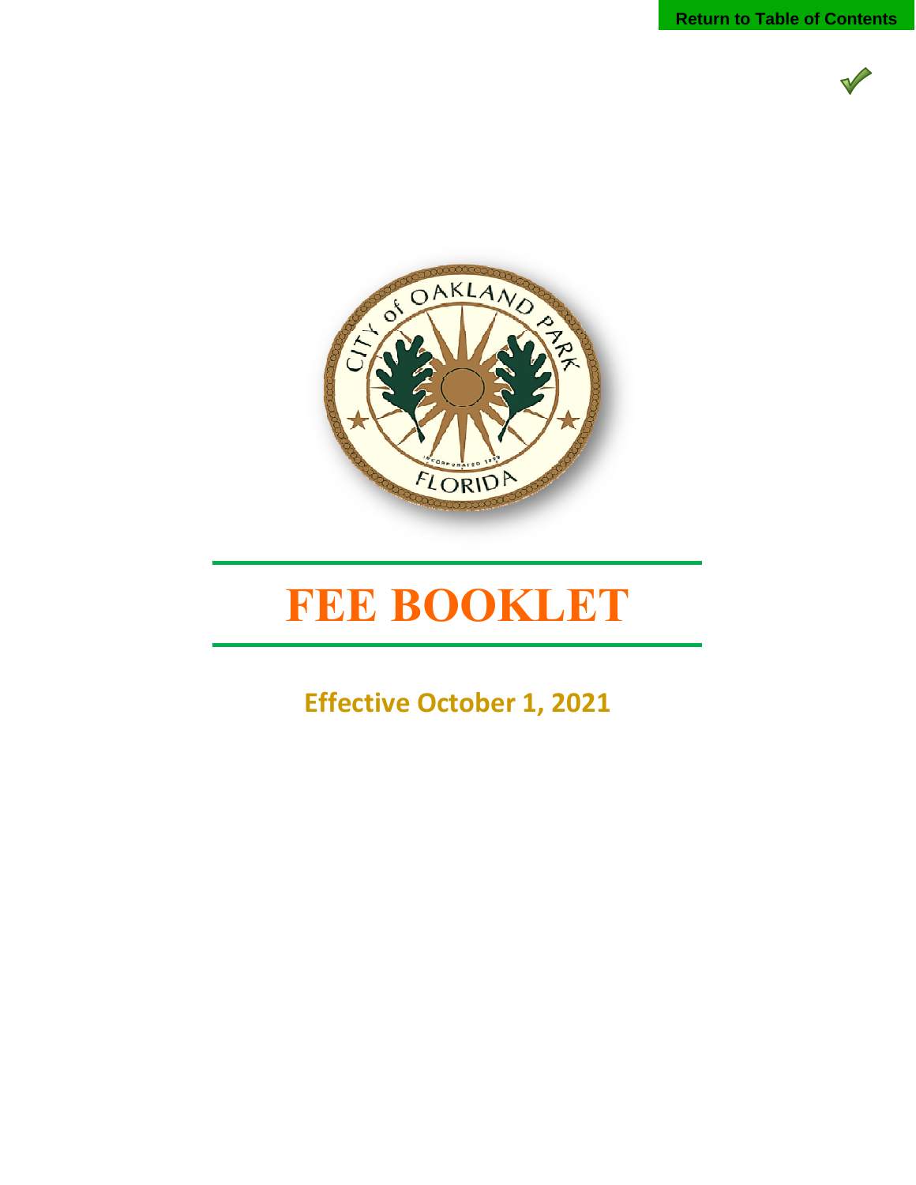Return to Table of Contents

# FEE BOOKLET

## Effective October 1, 2021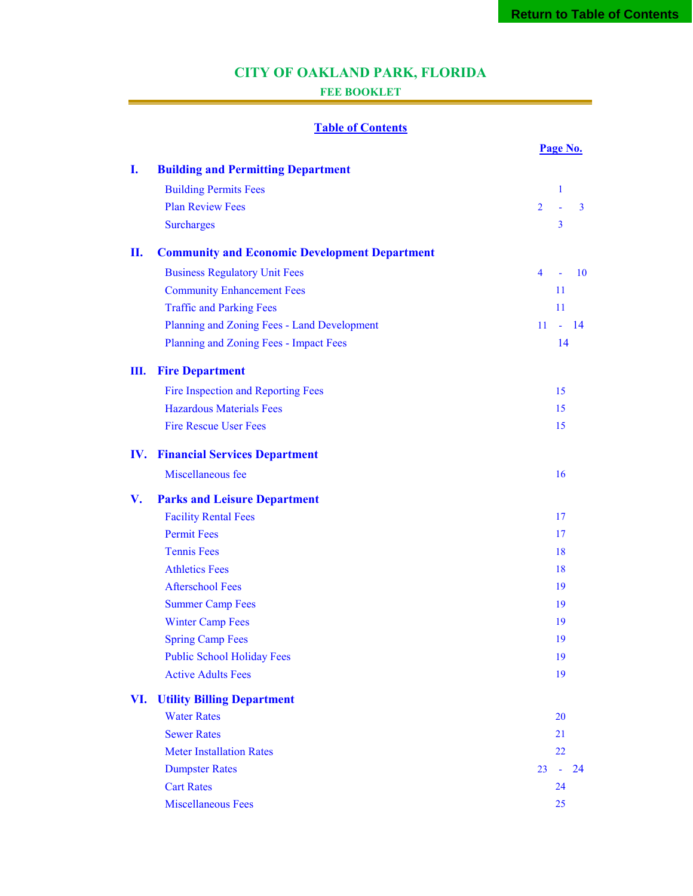# CITY OF OAKLAND PARK, FLORIDA

## FEE BOOKLET

### Table of Contents

| | Page No. |
|---|---|
| **I. Building and Permitting Department** | |
| Building Permits Fees | 1 |
| Plan Review Fees | 2 - 3 |
| Surcharges | 3 |
| **II. Community and Economic Development Department** | |
| Business Regulatory Unit Fees | 4 - 10 |
| Community Enhancement Fees | 11 |
| Traffic and Parking Fees | 11 |
| Planning and Zoning Fees - Land Development | 11 - 14 |
| Planning and Zoning Fees - Impact Fees | 14 |
| **III. Fire Department** | |
| Fire Inspection and Reporting Fees | 15 |
| Hazardous Materials Fees | 15 |
| Fire Rescue User Fees | 15 |
| **IV. Financial Services Department** | |
| Miscellaneous fee | 16 |
| **V. Parks and Leisure Department** | |
| Facility Rental Fees | 17 |
| Permit Fees | 17 |
| Tennis Fees | 18 |
| Athletics Fees | 18 |
| Afterschool Fees | 19 |
| Summer Camp Fees | 19 |
| Winter Camp Fees | 19 |
| Spring Camp Fees | 19 |
| Public School Holiday Fees | 19 |
| Active Adults Fees | 19 |
| **VI. Utility Billing Department** | |
| Water Rates | 20 |
| Sewer Rates | 21 |
| Meter Installation Rates | 22 |
| Dumpster Rates | 23 - 24 |
| Cart Rates | 24 |
| Miscellaneous Fees | 25 |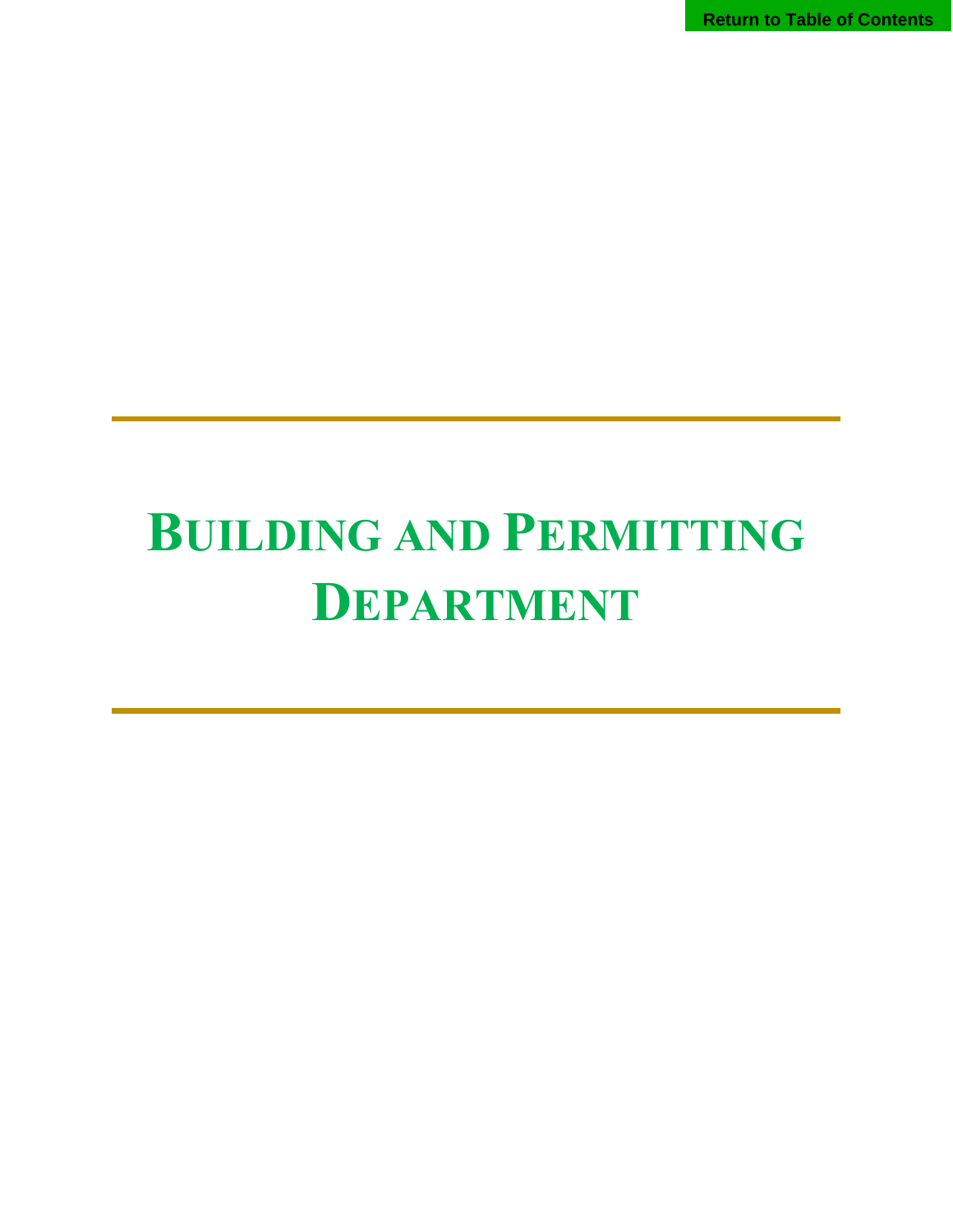# Building and Permitting Department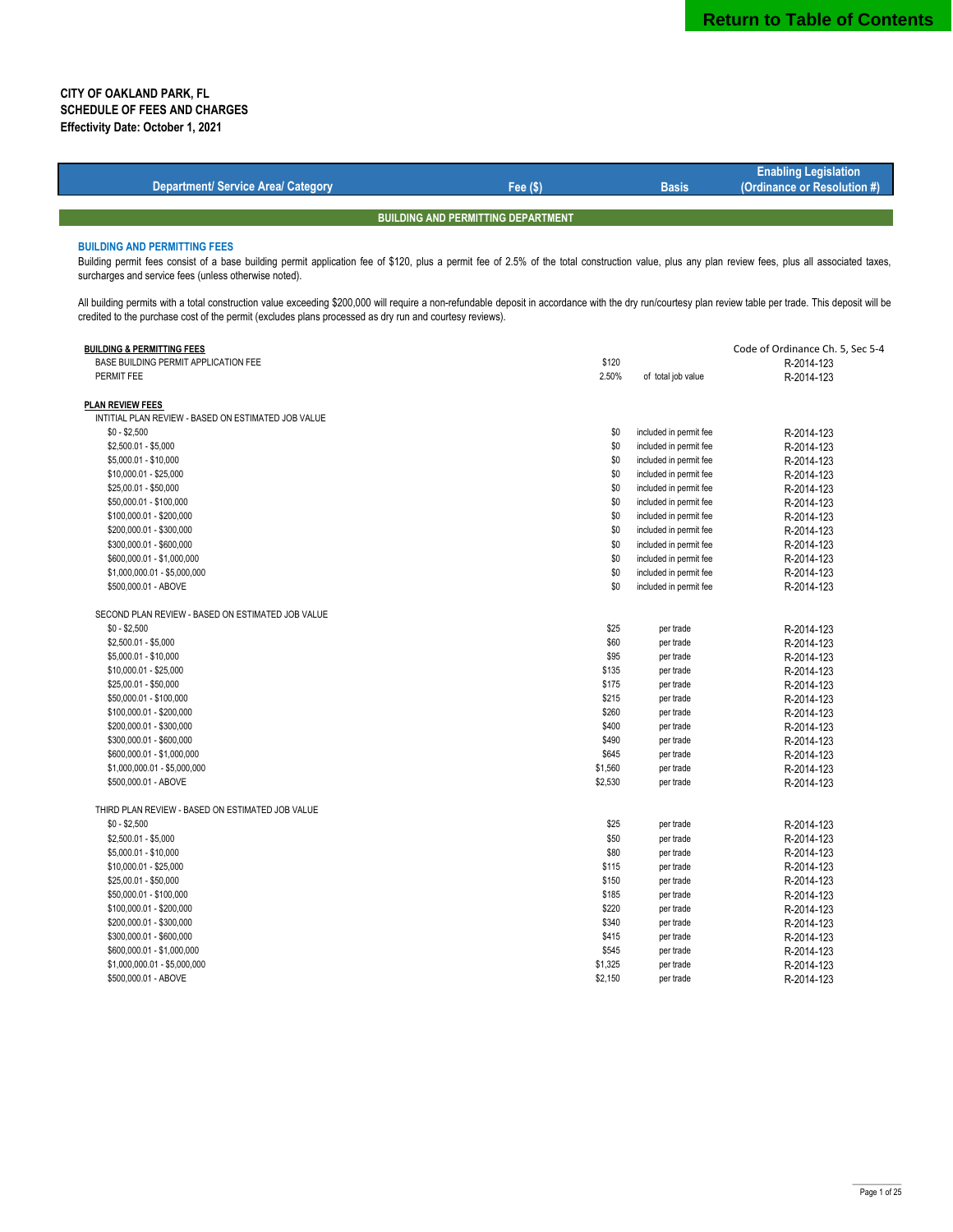Return to Table of Contents

**CITY OF OAKLAND PARK, FL**
**SCHEDULE OF FEES AND CHARGES**
**Effectivity Date: October 1, 2021**

| Department/ Service Area/ Category | Fee ($) | Basis | Enabling Legislation (Ordinance or Resolution #) |
|---|---|---|---|
| **BUILDING AND PERMITTING DEPARTMENT** | | | |

### BUILDING AND PERMITTING FEES

Building permit fees consist of a base building permit application fee of $120, plus a permit fee of 2.5% of the total construction value, plus any plan review fees, plus all associated taxes, surcharges and service fees (unless otherwise noted).

All building permits with a total construction value exceeding $200,000 will require a non-refundable deposit in accordance with the dry run/courtesy plan review table per trade. This deposit will be credited to the purchase cost of the permit (excludes plans processed as dry run and courtesy reviews).

| Department/ Service Area/ Category | Fee ($) | Basis | Enabling Legislation (Ordinance or Resolution #) |
|---|---|---|---|
| **BUILDING & PERMITTING FEES** | | | Code of Ordinance Ch. 5, Sec 5-4 |
| BASE BUILDING PERMIT APPLICATION FEE | $120 | | R-2014-123 |
| PERMIT FEE | 2.50% | of total job value | R-2014-123 |
| **PLAN REVIEW FEES** | | | |
| INITIAL PLAN REVIEW - BASED ON ESTIMATED JOB VALUE | | | |
| $0 - $2,500 | $0 | included in permit fee | R-2014-123 |
| $2,500.01 - $5,000 | $0 | included in permit fee | R-2014-123 |
| $5,000.01 - $10,000 | $0 | included in permit fee | R-2014-123 |
| $10,000.01 - $25,000 | $0 | included in permit fee | R-2014-123 |
| $25,00.01 - $50,000 | $0 | included in permit fee | R-2014-123 |
| $50,000.01 - $100,000 | $0 | included in permit fee | R-2014-123 |
| $100,000.01 - $200,000 | $0 | included in permit fee | R-2014-123 |
| $200,000.01 - $300,000 | $0 | included in permit fee | R-2014-123 |
| $300,000.01 - $600,000 | $0 | included in permit fee | R-2014-123 |
| $600,000.01 - $1,000,000 | $0 | included in permit fee | R-2014-123 |
| $1,000,000.01 - $5,000,000 | $0 | included in permit fee | R-2014-123 |
| $500,000.01 - ABOVE | $0 | included in permit fee | R-2014-123 |
| SECOND PLAN REVIEW - BASED ON ESTIMATED JOB VALUE | | | |
| $0 - $2,500 | $25 | per trade | R-2014-123 |
| $2,500.01 - $5,000 | $60 | per trade | R-2014-123 |
| $5,000.01 - $10,000 | $95 | per trade | R-2014-123 |
| $10,000.01 - $25,000 | $135 | per trade | R-2014-123 |
| $25,00.01 - $50,000 | $175 | per trade | R-2014-123 |
| $50,000.01 - $100,000 | $215 | per trade | R-2014-123 |
| $100,000.01 - $200,000 | $260 | per trade | R-2014-123 |
| $200,000.01 - $300,000 | $400 | per trade | R-2014-123 |
| $300,000.01 - $600,000 | $490 | per trade | R-2014-123 |
| $600,000.01 - $1,000,000 | $645 | per trade | R-2014-123 |
| $1,000,000.01 - $5,000,000 | $1,560 | per trade | R-2014-123 |
| $500,000.01 - ABOVE | $2,530 | per trade | R-2014-123 |
| THIRD PLAN REVIEW - BASED ON ESTIMATED JOB VALUE | | | |
| $0 - $2,500 | $25 | per trade | R-2014-123 |
| $2,500.01 - $5,000 | $50 | per trade | R-2014-123 |
| $5,000.01 - $10,000 | $80 | per trade | R-2014-123 |
| $10,000.01 - $25,000 | $115 | per trade | R-2014-123 |
| $25,00.01 - $50,000 | $150 | per trade | R-2014-123 |
| $50,000.01 - $100,000 | $185 | per trade | R-2014-123 |
| $100,000.01 - $200,000 | $220 | per trade | R-2014-123 |
| $200,000.01 - $300,000 | $340 | per trade | R-2014-123 |
| $300,000.01 - $600,000 | $415 | per trade | R-2014-123 |
| $600,000.01 - $1,000,000 | $545 | per trade | R-2014-123 |
| $1,000,000.01 - $5,000,000 | $1,325 | per trade | R-2014-123 |
| $500,000.01 - ABOVE | $2,150 | per trade | R-2014-123 |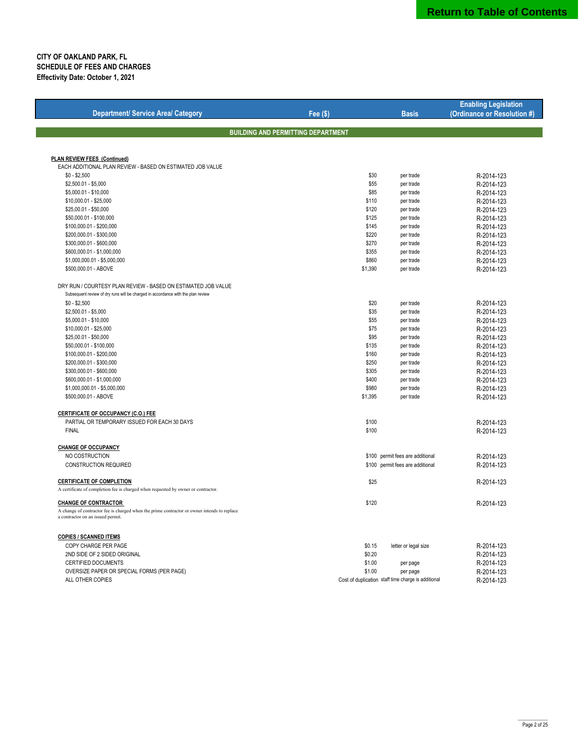**CITY OF OAKLAND PARK, FL**
**SCHEDULE OF FEES AND CHARGES**
**Effectivity Date: October 1, 2021**

| Department/ Service Area/ Category | Fee ($) | Basis | Enabling Legislation (Ordinance or Resolution #) |
|---|---|---|---|
| **BUILDING AND PERMITTING DEPARTMENT** | | | |
| **PLAN REVIEW FEES (Continued)** | | | |
| EACH ADDITIONAL PLAN REVIEW - BASED ON ESTIMATED JOB VALUE | | | |
| $0 - $2,500 | $30 | per trade | R-2014-123 |
| $2,500.01 - $5,000 | $55 | per trade | R-2014-123 |
| $5,000.01 - $10,000 | $85 | per trade | R-2014-123 |
| $10,000.01 - $25,000 | $110 | per trade | R-2014-123 |
| $25,00.01 - $50,000 | $120 | per trade | R-2014-123 |
| $50,000.01 - $100,000 | $125 | per trade | R-2014-123 |
| $100,000.01 - $200,000 | $145 | per trade | R-2014-123 |
| $200,000.01 - $300,000 | $220 | per trade | R-2014-123 |
| $300,000.01 - $600,000 | $270 | per trade | R-2014-123 |
| $600,000.01 - $1,000,000 | $355 | per trade | R-2014-123 |
| $1,000,000.01 - $5,000,000 | $860 | per trade | R-2014-123 |
| $500,000.01 - ABOVE | $1,390 | per trade | R-2014-123 |
| DRY RUN / COURTESY PLAN REVIEW - BASED ON ESTIMATED JOB VALUE | | | |
| Subsequent review of dry runs will be charged in accordance with the plan review | | | |
| $0 - $2,500 | $20 | per trade | R-2014-123 |
| $2,500.01 - $5,000 | $35 | per trade | R-2014-123 |
| $5,000.01 - $10,000 | $55 | per trade | R-2014-123 |
| $10,000.01 - $25,000 | $75 | per trade | R-2014-123 |
| $25,00.01 - $50,000 | $95 | per trade | R-2014-123 |
| $50,000.01 - $100,000 | $135 | per trade | R-2014-123 |
| $100,000.01 - $200,000 | $160 | per trade | R-2014-123 |
| $200,000.01 - $300,000 | $250 | per trade | R-2014-123 |
| $300,000.01 - $600,000 | $305 | per trade | R-2014-123 |
| $600,000.01 - $1,000,000 | $400 | per trade | R-2014-123 |
| $1,000,000.01 - $5,000,000 | $980 | per trade | R-2014-123 |
| $500,000.01 - ABOVE | $1,395 | per trade | R-2014-123 |
| **CERTIFICATE OF OCCUPANCY (C.O.) FEE** | | | |
| PARTIAL OR TEMPORARY ISSUED FOR EACH 30 DAYS | $100 | | R-2014-123 |
| FINAL | $100 | | R-2014-123 |
| **CHANGE OF OCCUPANCY** | | | |
| NO COSTRUCTION | $100 | permit fees are additional | R-2014-123 |
| CONSTRUCTION REQUIRED | $100 | permit fees are additional | R-2014-123 |
| **CERTIFICATE OF COMPLETION** | $25 | | R-2014-123 |
| A certificate of completion fee is charged when requested by owner or contractor. | | | |
| **CHANGE OF CONTRACTOR** | $120 | | R-2014-123 |
| A change of contractor fee is charged when the prime contractor or owner intends to replace a contractor on an issued permit. | | | |
| **COPIES / SCANNED ITEMS** | | | |
| COPY CHARGE PER PAGE | $0.15 | letter or legal size | R-2014-123 |
| 2ND SIDE OF 2 SIDED ORIGINAL | $0.20 | | R-2014-123 |
| CERTIFIED DOCUMENTS | $1.00 | per page | R-2014-123 |
| OVERSIZE PAPER OR SPECIAL FORMS (PER PAGE) | $1.00 | per page | R-2014-123 |
| ALL OTHER COPIES | Cost of duplication | staff time charge is additional | R-2014-123 |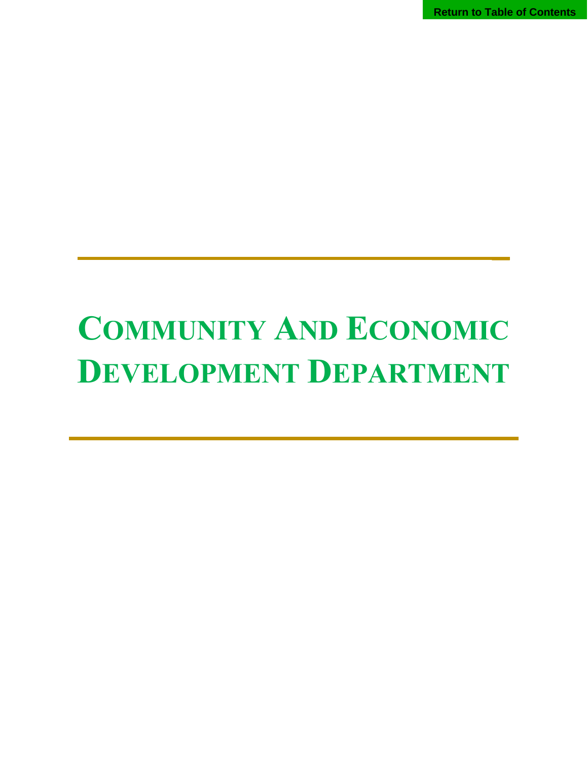# Community And Economic Development Department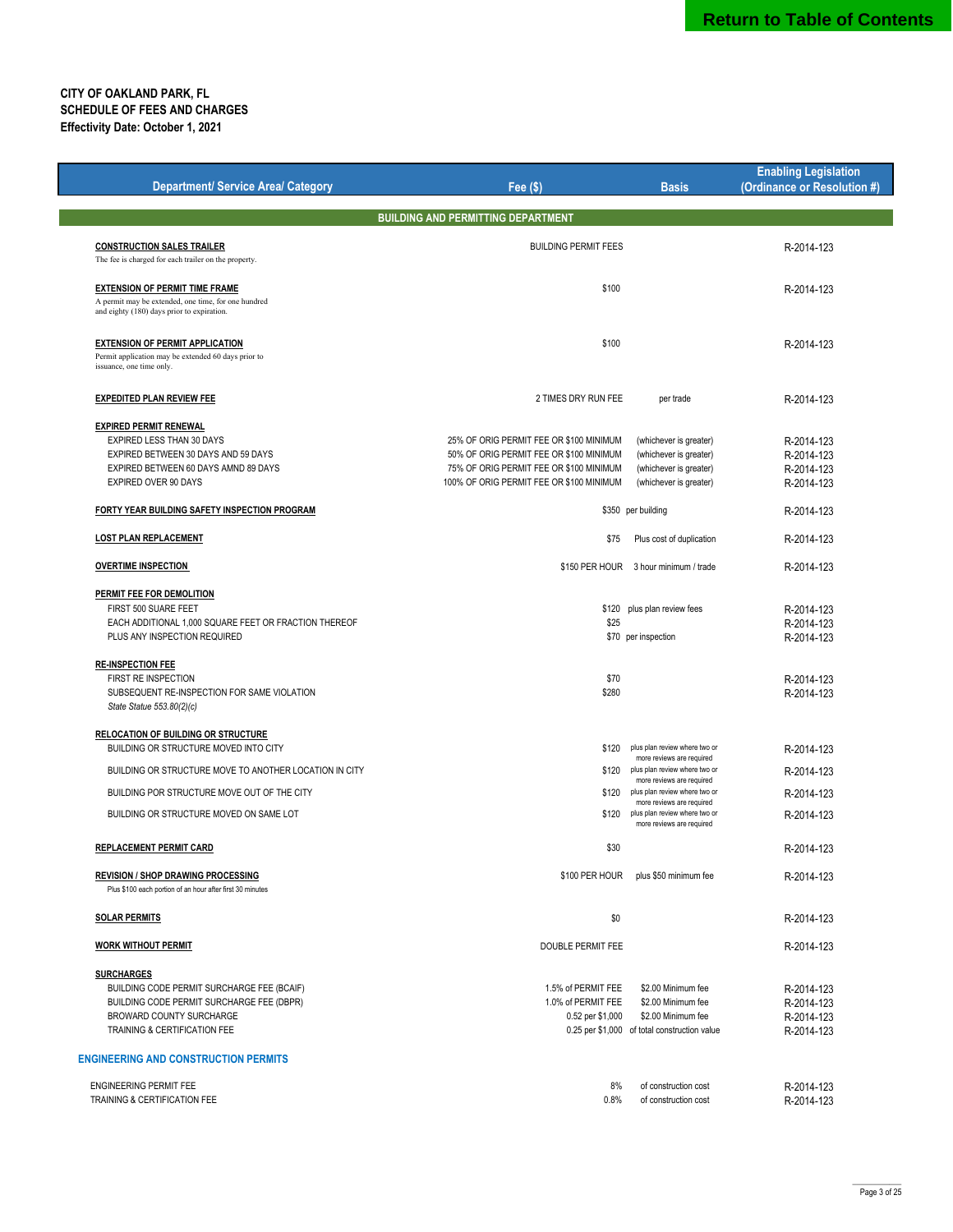**CITY OF OAKLAND PARK, FL**
**SCHEDULE OF FEES AND CHARGES**
**Effectivity Date: October 1, 2021**

| Department/ Service Area/ Category | Fee ($) | Basis | Enabling Legislation (Ordinance or Resolution #) |
|---|---|---|---|
| **BUILDING AND PERMITTING DEPARTMENT** | | | |
| **CONSTRUCTION SALES TRAILER**<br>The fee is charged for each trailer on the property. | BUILDING PERMIT FEES | | R-2014-123 |
| **EXTENSION OF PERMIT TIME FRAME**<br>A permit may be extended, one time, for one hundred and eighty (180) days prior to expiration. | $100 | | R-2014-123 |
| **EXTENSION OF PERMIT APPLICATION**<br>Permit application may be extended 60 days prior to issuance, one time only. | $100 | | R-2014-123 |
| **EXPEDITED PLAN REVIEW FEE** | 2 TIMES DRY RUN FEE | per trade | R-2014-123 |
| **EXPIRED PERMIT RENEWAL** | | | |
| EXPIRED LESS THAN 30 DAYS | 25% OF ORIG PERMIT FEE OR $100 MINIMUM | (whichever is greater) | R-2014-123 |
| EXPIRED BETWEEN 30 DAYS AND 59 DAYS | 50% OF ORIG PERMIT FEE OR $100 MINIMUM | (whichever is greater) | R-2014-123 |
| EXPIRED BETWEEN 60 DAYS AMND 89 DAYS | 75% OF ORIG PERMIT FEE OR $100 MINIMUM | (whichever is greater) | R-2014-123 |
| EXPIRED OVER 90 DAYS | 100% OF ORIG PERMIT FEE OR $100 MINIMUM | (whichever is greater) | R-2014-123 |
| **FORTY YEAR BUILDING SAFETY INSPECTION PROGRAM** | $350 | per building | R-2014-123 |
| **LOST PLAN REPLACEMENT** | $75 | Plus cost of duplication | R-2014-123 |
| **OVERTIME INSPECTION** | $150 PER HOUR | 3 hour minimum / trade | R-2014-123 |
| **PERMIT FEE FOR DEMOLITION** | | | |
| FIRST 500 SUARE FEET | $120 | plus plan review fees | R-2014-123 |
| EACH ADDITIONAL 1,000 SQUARE FEET OR FRACTION THEREOF | $25 | | R-2014-123 |
| PLUS ANY INSPECTION REQUIRED | $70 | per inspection | R-2014-123 |
| **RE-INSPECTION FEE** | | | |
| FIRST RE INSPECTION | $70 | | R-2014-123 |
| SUBSEQUENT RE-INSPECTION FOR SAME VIOLATION<br>*State Statue 553.80(2)(c)* | $280 | | R-2014-123 |
| **RELOCATION OF BUILDING OR STRUCTURE** | | | |
| BUILDING OR STRUCTURE MOVED INTO CITY | $120 | plus plan review where two or more reviews are required | R-2014-123 |
| BUILDING OR STRUCTURE MOVE TO ANOTHER LOCATION IN CITY | $120 | plus plan review where two or more reviews are required | R-2014-123 |
| BUILDING POR STRUCTURE MOVE OUT OF THE CITY | $120 | plus plan review where two or more reviews are required | R-2014-123 |
| BUILDING OR STRUCTURE MOVED ON SAME LOT | $120 | plus plan review where two or more reviews are required | R-2014-123 |
| **REPLACEMENT PERMIT CARD** | $30 | | R-2014-123 |
| **REVISION / SHOP DRAWING PROCESSING**<br>Plus $100 each portion of an hour after first 30 minutes | $100 PER HOUR | plus $50 minimum fee | R-2014-123 |
| **SOLAR PERMITS** | $0 | | R-2014-123 |
| **WORK WITHOUT PERMIT** | DOUBLE PERMIT FEE | | R-2014-123 |
| **SURCHARGES** | | | |
| BUILDING CODE PERMIT SURCHARGE FEE (BCAIF) | 1.5% of PERMIT FEE | $2.00 Minimum fee | R-2014-123 |
| BUILDING CODE PERMIT SURCHARGE FEE (DBPR) | 1.0% of PERMIT FEE | $2.00 Minimum fee | R-2014-123 |
| BROWARD COUNTY SURCHARGE | 0.52 per $1,000 | $2.00 Minimum fee | R-2014-123 |
| TRAINING & CERTIFICATION FEE | 0.25 per $1,000 | of total construction value | R-2014-123 |
| **ENGINEERING AND CONSTRUCTION PERMITS** | | | |
| ENGINEERING PERMIT FEE | 8% | of construction cost | R-2014-123 |
| TRAINING & CERTIFICATION FEE | 0.8% | of construction cost | R-2014-123 |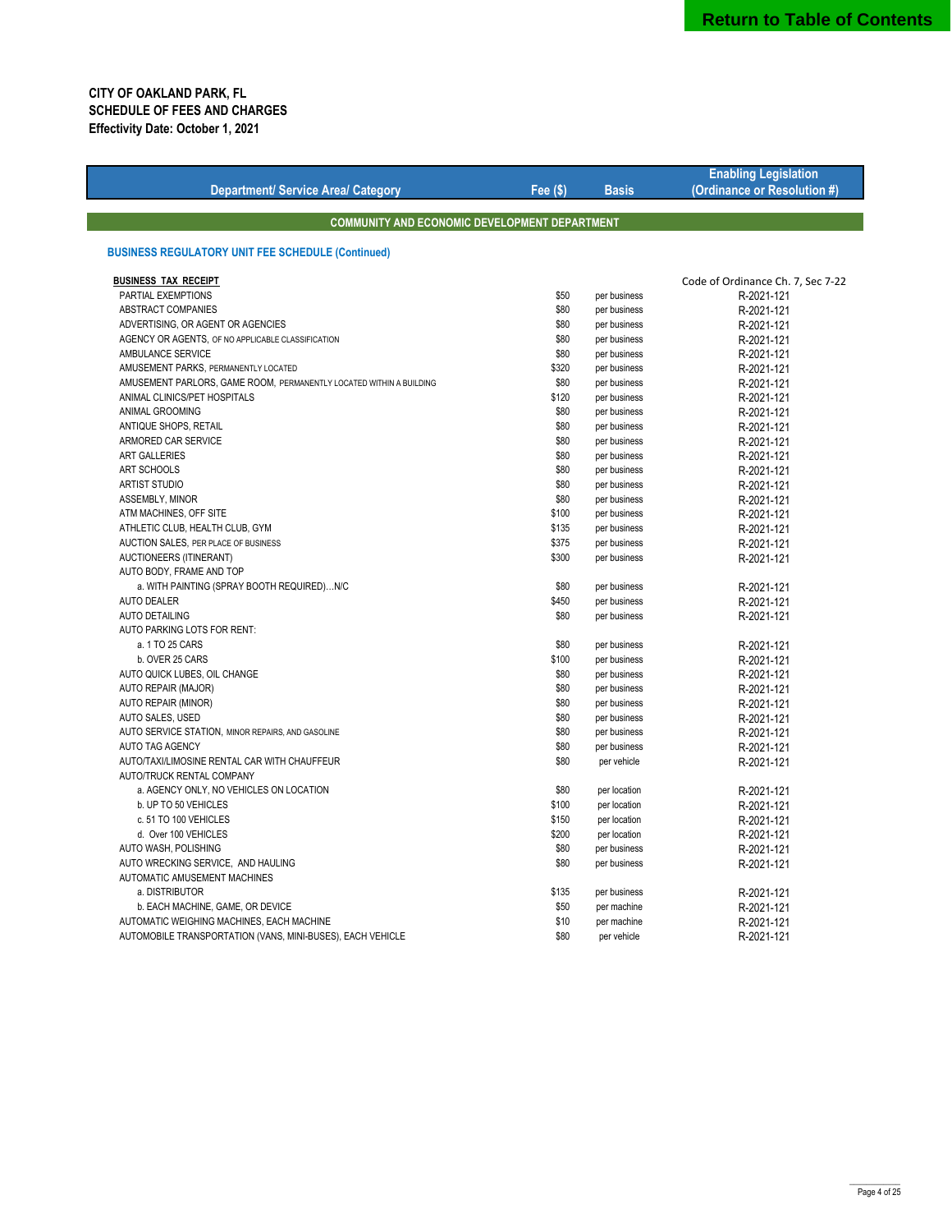**CITY OF OAKLAND PARK, FL**
**SCHEDULE OF FEES AND CHARGES**
**Effectivity Date: October 1, 2021**

| Department/ Service Area/ Category | Fee ($) | Basis | Enabling Legislation (Ordinance or Resolution #) |
|---|---|---|---|
| **COMMUNITY AND ECONOMIC DEVELOPMENT DEPARTMENT** | | | |
| **BUSINESS REGULATORY UNIT FEE SCHEDULE (Continued)** | | | |
| **BUSINESS TAX RECEIPT** | | | Code of Ordinance Ch. 7, Sec 7-22 |
| PARTIAL EXEMPTIONS | $50 | per business | R-2021-121 |
| ABSTRACT COMPANIES | $80 | per business | R-2021-121 |
| ADVERTISING, OR AGENT OR AGENCIES | $80 | per business | R-2021-121 |
| AGENCY OR AGENTS, OF NO APPLICABLE CLASSIFICATION | $80 | per business | R-2021-121 |
| AMBULANCE SERVICE | $80 | per business | R-2021-121 |
| AMUSEMENT PARKS, PERMANENTLY LOCATED | $320 | per business | R-2021-121 |
| AMUSEMENT PARLORS, GAME ROOM, PERMANENTLY LOCATED WITHIN A BUILDING | $80 | per business | R-2021-121 |
| ANIMAL CLINICS/PET HOSPITALS | $120 | per business | R-2021-121 |
| ANIMAL GROOMING | $80 | per business | R-2021-121 |
| ANTIQUE SHOPS, RETAIL | $80 | per business | R-2021-121 |
| ARMORED CAR SERVICE | $80 | per business | R-2021-121 |
| ART GALLERIES | $80 | per business | R-2021-121 |
| ART SCHOOLS | $80 | per business | R-2021-121 |
| ARTIST STUDIO | $80 | per business | R-2021-121 |
| ASSEMBLY, MINOR | $80 | per business | R-2021-121 |
| ATM MACHINES, OFF SITE | $100 | per business | R-2021-121 |
| ATHLETIC CLUB, HEALTH CLUB, GYM | $135 | per business | R-2021-121 |
| AUCTION SALES, PER PLACE OF BUSINESS | $375 | per business | R-2021-121 |
| AUCTIONEERS (ITINERANT) | $300 | per business | R-2021-121 |
| AUTO BODY, FRAME AND TOP | | | |
| a. WITH PAINTING (SPRAY BOOTH REQUIRED)…N/C | $80 | per business | R-2021-121 |
| AUTO DEALER | $450 | per business | R-2021-121 |
| AUTO DETAILING | $80 | per business | R-2021-121 |
| AUTO PARKING LOTS FOR RENT: | | | |
| a. 1 TO 25 CARS | $80 | per business | R-2021-121 |
| b. OVER 25 CARS | $100 | per business | R-2021-121 |
| AUTO QUICK LUBES, OIL CHANGE | $80 | per business | R-2021-121 |
| AUTO REPAIR (MAJOR) | $80 | per business | R-2021-121 |
| AUTO REPAIR (MINOR) | $80 | per business | R-2021-121 |
| AUTO SALES, USED | $80 | per business | R-2021-121 |
| AUTO SERVICE STATION, MINOR REPAIRS, AND GASOLINE | $80 | per business | R-2021-121 |
| AUTO TAG AGENCY | $80 | per business | R-2021-121 |
| AUTO/TAXI/LIMOSINE RENTAL CAR WITH CHAUFFEUR | $80 | per vehicle | R-2021-121 |
| AUTO/TRUCK RENTAL COMPANY | | | |
| a. AGENCY ONLY, NO VEHICLES ON LOCATION | $80 | per location | R-2021-121 |
| b. UP TO 50 VEHICLES | $100 | per location | R-2021-121 |
| c. 51 TO 100 VEHICLES | $150 | per location | R-2021-121 |
| d. Over 100 VEHICLES | $200 | per location | R-2021-121 |
| AUTO WASH, POLISHING | $80 | per business | R-2021-121 |
| AUTO WRECKING SERVICE, AND HAULING | $80 | per business | R-2021-121 |
| AUTOMATIC AMUSEMENT MACHINES | | | |
| a. DISTRIBUTOR | $135 | per business | R-2021-121 |
| b. EACH MACHINE, GAME, OR DEVICE | $50 | per machine | R-2021-121 |
| AUTOMATIC WEIGHING MACHINES, EACH MACHINE | $10 | per machine | R-2021-121 |
| AUTOMOBILE TRANSPORTATION (VANS, MINI-BUSES), EACH VEHICLE | $80 | per vehicle | R-2021-121 |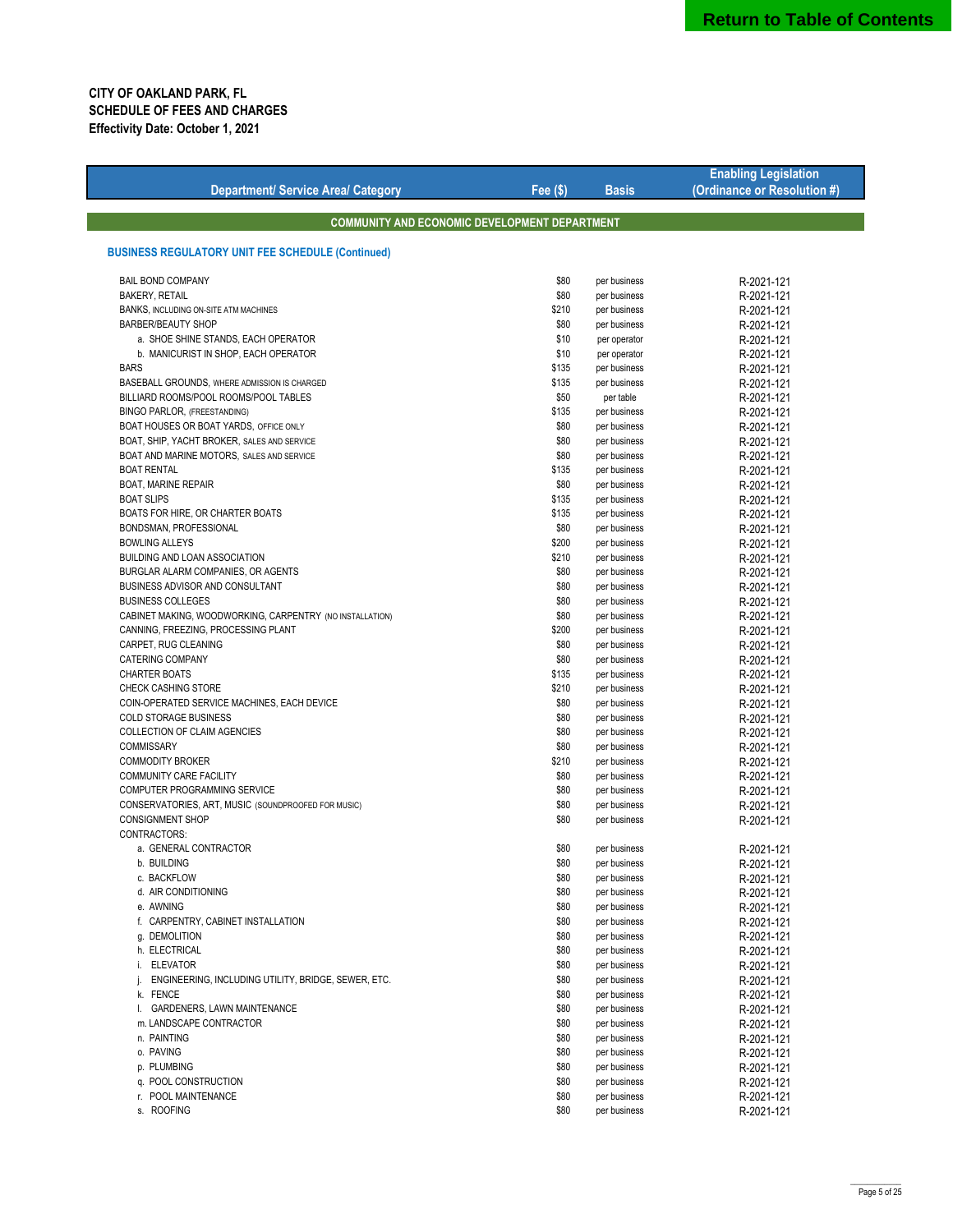Return to Table of Contents

**CITY OF OAKLAND PARK, FL**
**SCHEDULE OF FEES AND CHARGES**
**Effectivity Date: October 1, 2021**

| Department/ Service Area/ Category | Fee ($) | Basis | Enabling Legislation (Ordinance or Resolution #) |
|---|---|---|---|
| **COMMUNITY AND ECONOMIC DEVELOPMENT DEPARTMENT** | | | |
| **BUSINESS REGULATORY UNIT FEE SCHEDULE (Continued)** | | | |
| BAIL BOND COMPANY | $80 | per business | R-2021-121 |
| BAKERY, RETAIL | $80 | per business | R-2021-121 |
| BANKS, INCLUDING ON-SITE ATM MACHINES | $210 | per business | R-2021-121 |
| BARBER/BEAUTY SHOP | $80 | per business | R-2021-121 |
| a. SHOE SHINE STANDS, EACH OPERATOR | $10 | per operator | R-2021-121 |
| b. MANICURIST IN SHOP, EACH OPERATOR | $10 | per operator | R-2021-121 |
| BARS | $135 | per business | R-2021-121 |
| BASEBALL GROUNDS, WHERE ADMISSION IS CHARGED | $135 | per business | R-2021-121 |
| BILLIARD ROOMS/POOL ROOMS/POOL TABLES | $50 | per table | R-2021-121 |
| BINGO PARLOR, (FREESTANDING) | $135 | per business | R-2021-121 |
| BOAT HOUSES OR BOAT YARDS, OFFICE ONLY | $80 | per business | R-2021-121 |
| BOAT, SHIP, YACHT BROKER, SALES AND SERVICE | $80 | per business | R-2021-121 |
| BOAT AND MARINE MOTORS, SALES AND SERVICE | $80 | per business | R-2021-121 |
| BOAT RENTAL | $135 | per business | R-2021-121 |
| BOAT, MARINE REPAIR | $80 | per business | R-2021-121 |
| BOAT SLIPS | $135 | per business | R-2021-121 |
| BOATS FOR HIRE, OR CHARTER BOATS | $135 | per business | R-2021-121 |
| BONDSMAN, PROFESSIONAL | $80 | per business | R-2021-121 |
| BOWLING ALLEYS | $200 | per business | R-2021-121 |
| BUILDING AND LOAN ASSOCIATION | $210 | per business | R-2021-121 |
| BURGLAR ALARM COMPANIES, OR AGENTS | $80 | per business | R-2021-121 |
| BUSINESS ADVISOR AND CONSULTANT | $80 | per business | R-2021-121 |
| BUSINESS COLLEGES | $80 | per business | R-2021-121 |
| CABINET MAKING, WOODWORKING, CARPENTRY (NO INSTALLATION) | $80 | per business | R-2021-121 |
| CANNING, FREEZING, PROCESSING PLANT | $200 | per business | R-2021-121 |
| CARPET, RUG CLEANING | $80 | per business | R-2021-121 |
| CATERING COMPANY | $80 | per business | R-2021-121 |
| CHARTER BOATS | $135 | per business | R-2021-121 |
| CHECK CASHING STORE | $210 | per business | R-2021-121 |
| COIN-OPERATED SERVICE MACHINES, EACH DEVICE | $80 | per business | R-2021-121 |
| COLD STORAGE BUSINESS | $80 | per business | R-2021-121 |
| COLLECTION OF CLAIM AGENCIES | $80 | per business | R-2021-121 |
| COMMISSARY | $80 | per business | R-2021-121 |
| COMMODITY BROKER | $210 | per business | R-2021-121 |
| COMMUNITY CARE FACILITY | $80 | per business | R-2021-121 |
| COMPUTER PROGRAMMING SERVICE | $80 | per business | R-2021-121 |
| CONSERVATORIES, ART, MUSIC (SOUNDPROOFED FOR MUSIC) | $80 | per business | R-2021-121 |
| CONSIGNMENT SHOP | $80 | per business | R-2021-121 |
| CONTRACTORS: | | | |
| a. GENERAL CONTRACTOR | $80 | per business | R-2021-121 |
| b. BUILDING | $80 | per business | R-2021-121 |
| c. BACKFLOW | $80 | per business | R-2021-121 |
| d. AIR CONDITIONING | $80 | per business | R-2021-121 |
| e. AWNING | $80 | per business | R-2021-121 |
| f. CARPENTRY, CABINET INSTALLATION | $80 | per business | R-2021-121 |
| g. DEMOLITION | $80 | per business | R-2021-121 |
| h. ELECTRICAL | $80 | per business | R-2021-121 |
| i. ELEVATOR | $80 | per business | R-2021-121 |
| j. ENGINEERING, INCLUDING UTILITY, BRIDGE, SEWER, ETC. | $80 | per business | R-2021-121 |
| k. FENCE | $80 | per business | R-2021-121 |
| l. GARDENERS, LAWN MAINTENANCE | $80 | per business | R-2021-121 |
| m. LANDSCAPE CONTRACTOR | $80 | per business | R-2021-121 |
| n. PAINTING | $80 | per business | R-2021-121 |
| o. PAVING | $80 | per business | R-2021-121 |
| p. PLUMBING | $80 | per business | R-2021-121 |
| q. POOL CONSTRUCTION | $80 | per business | R-2021-121 |
| r. POOL MAINTENANCE | $80 | per business | R-2021-121 |
| s. ROOFING | $80 | per business | R-2021-121 |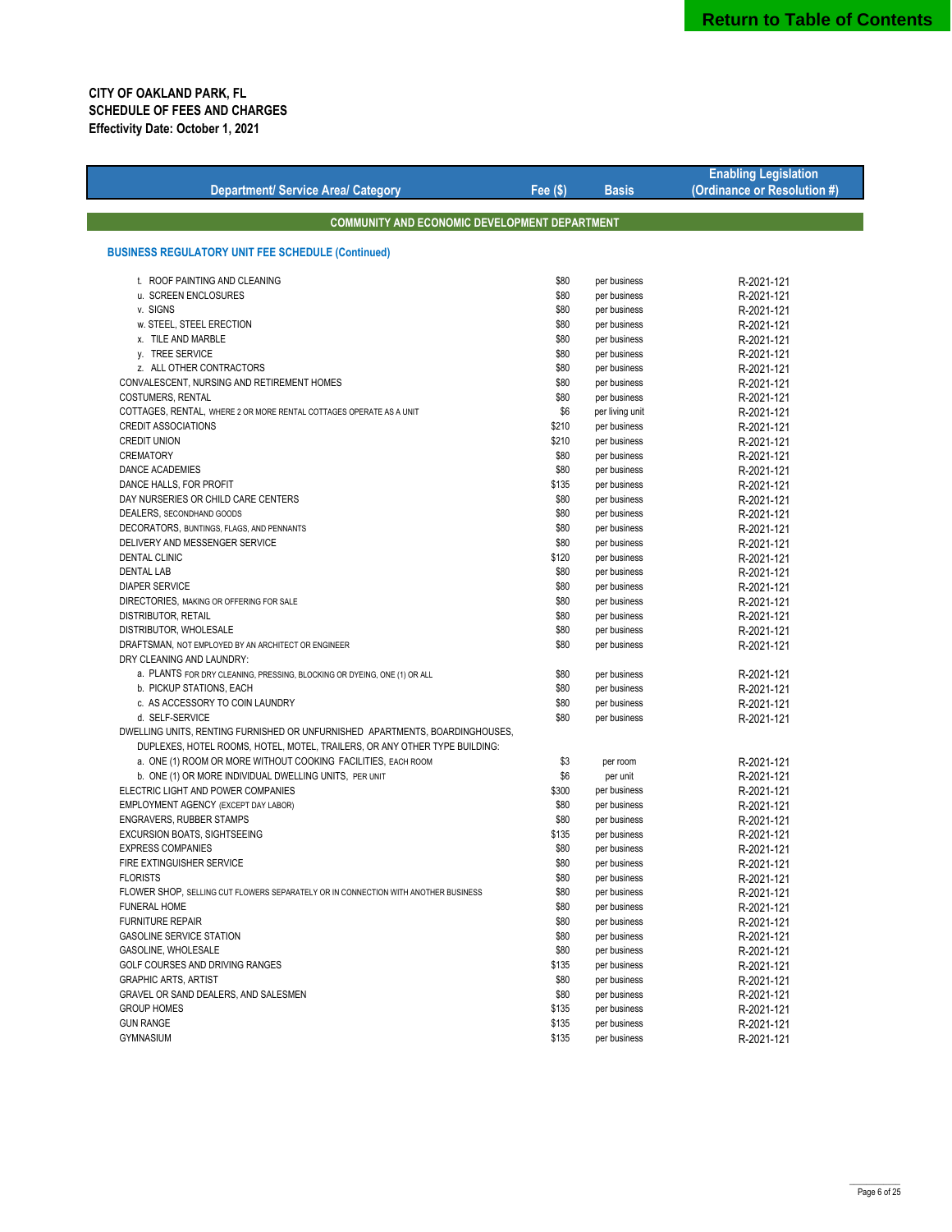**CITY OF OAKLAND PARK, FL**
**SCHEDULE OF FEES AND CHARGES**
**Effectivity Date: October 1, 2021**

| Department/ Service Area/ Category | Fee ($) | Basis | Enabling Legislation (Ordinance or Resolution #) |
|---|---|---|---|
| **COMMUNITY AND ECONOMIC DEVELOPMENT DEPARTMENT** | | | |
| **BUSINESS REGULATORY UNIT FEE SCHEDULE (Continued)** | | | |
| t. ROOF PAINTING AND CLEANING | $80 | per business | R-2021-121 |
| u. SCREEN ENCLOSURES | $80 | per business | R-2021-121 |
| v. SIGNS | $80 | per business | R-2021-121 |
| w. STEEL, STEEL ERECTION | $80 | per business | R-2021-121 |
| x. TILE AND MARBLE | $80 | per business | R-2021-121 |
| y. TREE SERVICE | $80 | per business | R-2021-121 |
| z. ALL OTHER CONTRACTORS | $80 | per business | R-2021-121 |
| CONVALESCENT, NURSING AND RETIREMENT HOMES | $80 | per business | R-2021-121 |
| COSTUMERS, RENTAL | $80 | per business | R-2021-121 |
| COTTAGES, RENTAL, WHERE 2 OR MORE RENTAL COTTAGES OPERATE AS A UNIT | $6 | per living unit | R-2021-121 |
| CREDIT ASSOCIATIONS | $210 | per business | R-2021-121 |
| CREDIT UNION | $210 | per business | R-2021-121 |
| CREMATORY | $80 | per business | R-2021-121 |
| DANCE ACADEMIES | $80 | per business | R-2021-121 |
| DANCE HALLS, FOR PROFIT | $135 | per business | R-2021-121 |
| DAY NURSERIES OR CHILD CARE CENTERS | $80 | per business | R-2021-121 |
| DEALERS, SECONDHAND GOODS | $80 | per business | R-2021-121 |
| DECORATORS, BUNTINGS, FLAGS, AND PENNANTS | $80 | per business | R-2021-121 |
| DELIVERY AND MESSENGER SERVICE | $80 | per business | R-2021-121 |
| DENTAL CLINIC | $120 | per business | R-2021-121 |
| DENTAL LAB | $80 | per business | R-2021-121 |
| DIAPER SERVICE | $80 | per business | R-2021-121 |
| DIRECTORIES, MAKING OR OFFERING FOR SALE | $80 | per business | R-2021-121 |
| DISTRIBUTOR, RETAIL | $80 | per business | R-2021-121 |
| DISTRIBUTOR, WHOLESALE | $80 | per business | R-2021-121 |
| DRAFTSMAN, NOT EMPLOYED BY AN ARCHITECT OR ENGINEER | $80 | per business | R-2021-121 |
| DRY CLEANING AND LAUNDRY: | | | |
| a. PLANTS FOR DRY CLEANING, PRESSING, BLOCKING OR DYEING, ONE (1) OR ALL | $80 | per business | R-2021-121 |
| b. PICKUP STATIONS, EACH | $80 | per business | R-2021-121 |
| c. AS ACCESSORY TO COIN LAUNDRY | $80 | per business | R-2021-121 |
| d. SELF-SERVICE | $80 | per business | R-2021-121 |
| DWELLING UNITS, RENTING FURNISHED OR UNFURNISHED APARTMENTS, BOARDINGHOUSES, DUPLEXES, HOTEL ROOMS, HOTEL, MOTEL, TRAILERS, OR ANY OTHER TYPE BUILDING: | | | |
| a. ONE (1) ROOM OR MORE WITHOUT COOKING FACILITIES, EACH ROOM | $3 | per room | R-2021-121 |
| b. ONE (1) OR MORE INDIVIDUAL DWELLING UNITS, PER UNIT | $6 | per unit | R-2021-121 |
| ELECTRIC LIGHT AND POWER COMPANIES | $300 | per business | R-2021-121 |
| EMPLOYMENT AGENCY (EXCEPT DAY LABOR) | $80 | per business | R-2021-121 |
| ENGRAVERS, RUBBER STAMPS | $80 | per business | R-2021-121 |
| EXCURSION BOATS, SIGHTSEEING | $135 | per business | R-2021-121 |
| EXPRESS COMPANIES | $80 | per business | R-2021-121 |
| FIRE EXTINGUISHER SERVICE | $80 | per business | R-2021-121 |
| FLORISTS | $80 | per business | R-2021-121 |
| FLOWER SHOP, SELLING CUT FLOWERS SEPARATELY OR IN CONNECTION WITH ANOTHER BUSINESS | $80 | per business | R-2021-121 |
| FUNERAL HOME | $80 | per business | R-2021-121 |
| FURNITURE REPAIR | $80 | per business | R-2021-121 |
| GASOLINE SERVICE STATION | $80 | per business | R-2021-121 |
| GASOLINE, WHOLESALE | $80 | per business | R-2021-121 |
| GOLF COURSES AND DRIVING RANGES | $135 | per business | R-2021-121 |
| GRAPHIC ARTS, ARTIST | $80 | per business | R-2021-121 |
| GRAVEL OR SAND DEALERS, AND SALESMEN | $80 | per business | R-2021-121 |
| GROUP HOMES | $135 | per business | R-2021-121 |
| GUN RANGE | $135 | per business | R-2021-121 |
| GYMNASIUM | $135 | per business | R-2021-121 |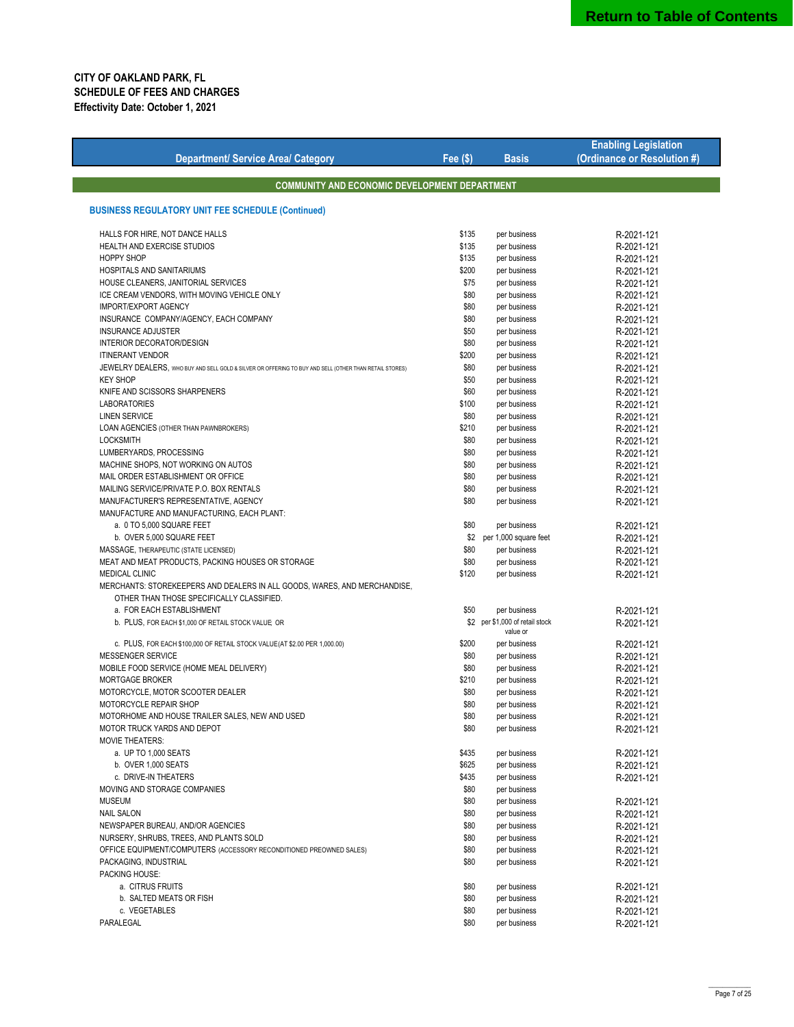Return to Table of Contents

**CITY OF OAKLAND PARK, FL**
**SCHEDULE OF FEES AND CHARGES**
**Effectivity Date: October 1, 2021**

| Department/ Service Area/ Category | Fee ($) | Basis | Enabling Legislation (Ordinance or Resolution #) |
|---|---|---|---|
| **COMMUNITY AND ECONOMIC DEVELOPMENT DEPARTMENT** | | | |
| **BUSINESS REGULATORY UNIT FEE SCHEDULE (Continued)** | | | |
| HALLS FOR HIRE, NOT DANCE HALLS | $135 | per business | R-2021-121 |
| HEALTH AND EXERCISE STUDIOS | $135 | per business | R-2021-121 |
| HOPPY SHOP | $135 | per business | R-2021-121 |
| HOSPITALS AND SANITARIUMS | $200 | per business | R-2021-121 |
| HOUSE CLEANERS, JANITORIAL SERVICES | $75 | per business | R-2021-121 |
| ICE CREAM VENDORS, WITH MOVING VEHICLE ONLY | $80 | per business | R-2021-121 |
| IMPORT/EXPORT AGENCY | $80 | per business | R-2021-121 |
| INSURANCE COMPANY/AGENCY, EACH COMPANY | $80 | per business | R-2021-121 |
| INSURANCE ADJUSTER | $50 | per business | R-2021-121 |
| INTERIOR DECORATOR/DESIGN | $80 | per business | R-2021-121 |
| ITINERANT VENDOR | $200 | per business | R-2021-121 |
| JEWELRY DEALERS, WHO BUY AND SELL GOLD & SILVER OR OFFERING TO BUY AND SELL (OTHER THAN RETAIL STORES) | $80 | per business | R-2021-121 |
| KEY SHOP | $50 | per business | R-2021-121 |
| KNIFE AND SCISSORS SHARPENERS | $60 | per business | R-2021-121 |
| LABORATORIES | $100 | per business | R-2021-121 |
| LINEN SERVICE | $80 | per business | R-2021-121 |
| LOAN AGENCIES (OTHER THAN PAWNBROKERS) | $210 | per business | R-2021-121 |
| LOCKSMITH | $80 | per business | R-2021-121 |
| LUMBERYARDS, PROCESSING | $80 | per business | R-2021-121 |
| MACHINE SHOPS, NOT WORKING ON AUTOS | $80 | per business | R-2021-121 |
| MAIL ORDER ESTABLISHMENT OR OFFICE | $80 | per business | R-2021-121 |
| MAILING SERVICE/PRIVATE P.O. BOX RENTALS | $80 | per business | R-2021-121 |
| MANUFACTURER'S REPRESENTATIVE, AGENCY | $80 | per business | R-2021-121 |
| MANUFACTURE AND MANUFACTURING, EACH PLANT: | | | |
| a. 0 TO 5,000 SQUARE FEET | $80 | per business | R-2021-121 |
| b. OVER 5,000 SQUARE FEET | $2 | per 1,000 square feet | R-2021-121 |
| MASSAGE, THERAPEUTIC (STATE LICENSED) | $80 | per business | R-2021-121 |
| MEAT AND MEAT PRODUCTS, PACKING HOUSES OR STORAGE | $80 | per business | R-2021-121 |
| MEDICAL CLINIC | $120 | per business | R-2021-121 |
| MERCHANTS: STOREKEEPERS AND DEALERS IN ALL GOODS, WARES, AND MERCHANDISE, OTHER THAN THOSE SPECIFICALLY CLASSIFIED. | | | |
| a. FOR EACH ESTABLISHMENT | $50 | per business | R-2021-121 |
| b. PLUS, FOR EACH $1,000 OF RETAIL STOCK VALUE OR | $2 | per $1,000 of retail stock value or | R-2021-121 |
| c. PLUS, FOR EACH $100,000 OF RETAIL STOCK VALUE (AT $2.00 PER 1,000.00) | $200 | per business | R-2021-121 |
| MESSENGER SERVICE | $80 | per business | R-2021-121 |
| MOBILE FOOD SERVICE (HOME MEAL DELIVERY) | $80 | per business | R-2021-121 |
| MORTGAGE BROKER | $210 | per business | R-2021-121 |
| MOTORCYCLE, MOTOR SCOOTER DEALER | $80 | per business | R-2021-121 |
| MOTORCYCLE REPAIR SHOP | $80 | per business | R-2021-121 |
| MOTORHOME AND HOUSE TRAILER SALES, NEW AND USED | $80 | per business | R-2021-121 |
| MOTOR TRUCK YARDS AND DEPOT | $80 | per business | R-2021-121 |
| MOVIE THEATERS: | | | |
| a. UP TO 1,000 SEATS | $435 | per business | R-2021-121 |
| b. OVER 1,000 SEATS | $625 | per business | R-2021-121 |
| c. DRIVE-IN THEATERS | $435 | per business | R-2021-121 |
| MOVING AND STORAGE COMPANIES | $80 | per business | |
| MUSEUM | $80 | per business | R-2021-121 |
| NAIL SALON | $80 | per business | R-2021-121 |
| NEWSPAPER BUREAU, AND/OR AGENCIES | $80 | per business | R-2021-121 |
| NURSERY, SHRUBS, TREES, AND PLANTS SOLD | $80 | per business | R-2021-121 |
| OFFICE EQUIPMENT/COMPUTERS (ACCESSORY RECONDITIONED PREOWNED SALES) | $80 | per business | R-2021-121 |
| PACKAGING, INDUSTRIAL | $80 | per business | R-2021-121 |
| PACKING HOUSE: | | | |
| a. CITRUS FRUITS | $80 | per business | R-2021-121 |
| b. SALTED MEATS OR FISH | $80 | per business | R-2021-121 |
| c. VEGETABLES | $80 | per business | R-2021-121 |
| PARALEGAL | $80 | per business | R-2021-121 |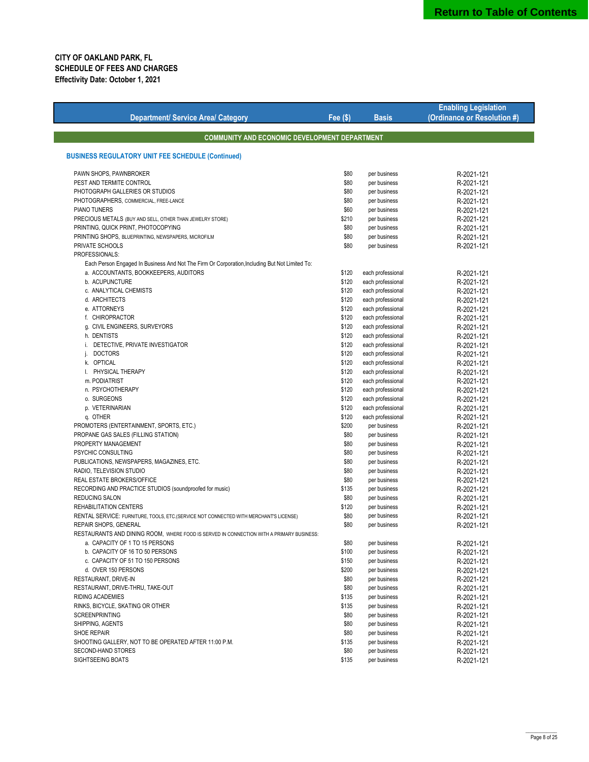**Return to Table of Contents**

**CITY OF OAKLAND PARK, FL**
**SCHEDULE OF FEES AND CHARGES**
**Effectivity Date: October 1, 2021**

| Department/ Service Area/ Category | Fee ($) | Basis | Enabling Legislation (Ordinance or Resolution #) |
|---|---|---|---|
| **COMMUNITY AND ECONOMIC DEVELOPMENT DEPARTMENT** | | | |
| **BUSINESS REGULATORY UNIT FEE SCHEDULE (Continued)** | | | |
| PAWN SHOPS, PAWNBROKER | $80 | per business | R-2021-121 |
| PEST AND TERMITE CONTROL | $80 | per business | R-2021-121 |
| PHOTOGRAPH GALLERIES OR STUDIOS | $80 | per business | R-2021-121 |
| PHOTOGRAPHERS, COMMERCIAL, FREE-LANCE | $80 | per business | R-2021-121 |
| PIANO TUNERS | $60 | per business | R-2021-121 |
| PRECIOUS METALS (BUY AND SELL, OTHER THAN JEWELRY STORE) | $210 | per business | R-2021-121 |
| PRINTING, QUICK PRINT, PHOTOCOPYING | $80 | per business | R-2021-121 |
| PRINTING SHOPS, BLUEPRINTING, NEWSPAPERS, MICROFILM | $80 | per business | R-2021-121 |
| PRIVATE SCHOOLS | $80 | per business | R-2021-121 |
| PROFESSIONALS: | | | |
| Each Person Engaged In Business And Not The Firm Or Corporation,Including But Not Limited To: | | | |
| a. ACCOUNTANTS, BOOKKEEPERS, AUDITORS | $120 | each professional | R-2021-121 |
| b. ACUPUNCTURE | $120 | each professional | R-2021-121 |
| c. ANALYTICAL CHEMISTS | $120 | each professional | R-2021-121 |
| d. ARCHITECTS | $120 | each professional | R-2021-121 |
| e. ATTORNEYS | $120 | each professional | R-2021-121 |
| f. CHIROPRACTOR | $120 | each professional | R-2021-121 |
| g. CIVIL ENGINEERS, SURVEYORS | $120 | each professional | R-2021-121 |
| h. DENTISTS | $120 | each professional | R-2021-121 |
| i. DETECTIVE, PRIVATE INVESTIGATOR | $120 | each professional | R-2021-121 |
| j. DOCTORS | $120 | each professional | R-2021-121 |
| k. OPTICAL | $120 | each professional | R-2021-121 |
| l. PHYSICAL THERAPY | $120 | each professional | R-2021-121 |
| m. PODIATRIST | $120 | each professional | R-2021-121 |
| n. PSYCHOTHERAPY | $120 | each professional | R-2021-121 |
| o. SURGEONS | $120 | each professional | R-2021-121 |
| p. VETERINARIAN | $120 | each professional | R-2021-121 |
| q. OTHER | $120 | each professional | R-2021-121 |
| PROMOTERS (ENTERTAINMENT, SPORTS, ETC.) | $200 | per business | R-2021-121 |
| PROPANE GAS SALES (FILLING STATION) | $80 | per business | R-2021-121 |
| PROPERTY MANAGEMENT | $80 | per business | R-2021-121 |
| PSYCHIC CONSULTING | $80 | per business | R-2021-121 |
| PUBLICATIONS, NEWSPAPERS, MAGAZINES, ETC. | $80 | per business | R-2021-121 |
| RADIO, TELEVISION STUDIO | $80 | per business | R-2021-121 |
| REAL ESTATE BROKERS/OFFICE | $80 | per business | R-2021-121 |
| RECORDING AND PRACTICE STUDIOS (soundproofed for music) | $135 | per business | R-2021-121 |
| REDUCING SALON | $80 | per business | R-2021-121 |
| REHABILITATION CENTERS | $120 | per business | R-2021-121 |
| RENTAL SERVICE: FURNITURE, TOOLS, ETC.(SERVICE NOT CONNECTED WITH MERCHANT'S LICENSE) | $80 | per business | R-2021-121 |
| REPAIR SHOPS, GENERAL | $80 | per business | R-2021-121 |
| RESTAURANTS AND DINING ROOM, WHERE FOOD IS SERVED IN CONNECTION WITH A PRIMARY BUSINESS: | | | |
| a. CAPACITY OF 1 TO 15 PERSONS | $80 | per business | R-2021-121 |
| b. CAPACITY OF 16 TO 50 PERSONS | $100 | per business | R-2021-121 |
| c. CAPACITY OF 51 TO 150 PERSONS | $150 | per business | R-2021-121 |
| d. OVER 150 PERSONS | $200 | per business | R-2021-121 |
| RESTAURANT, DRIVE-IN | $80 | per business | R-2021-121 |
| RESTAURANT, DRIVE-THRU, TAKE-OUT | $80 | per business | R-2021-121 |
| RIDING ACADEMIES | $135 | per business | R-2021-121 |
| RINKS, BICYCLE, SKATING OR OTHER | $135 | per business | R-2021-121 |
| SCREENPRINTING | $80 | per business | R-2021-121 |
| SHIPPING, AGENTS | $80 | per business | R-2021-121 |
| SHOE REPAIR | $80 | per business | R-2021-121 |
| SHOOTING GALLERY, NOT TO BE OPERATED AFTER 11:00 P.M. | $135 | per business | R-2021-121 |
| SECOND-HAND STORES | $80 | per business | R-2021-121 |
| SIGHTSEEING BOATS | $135 | per business | R-2021-121 |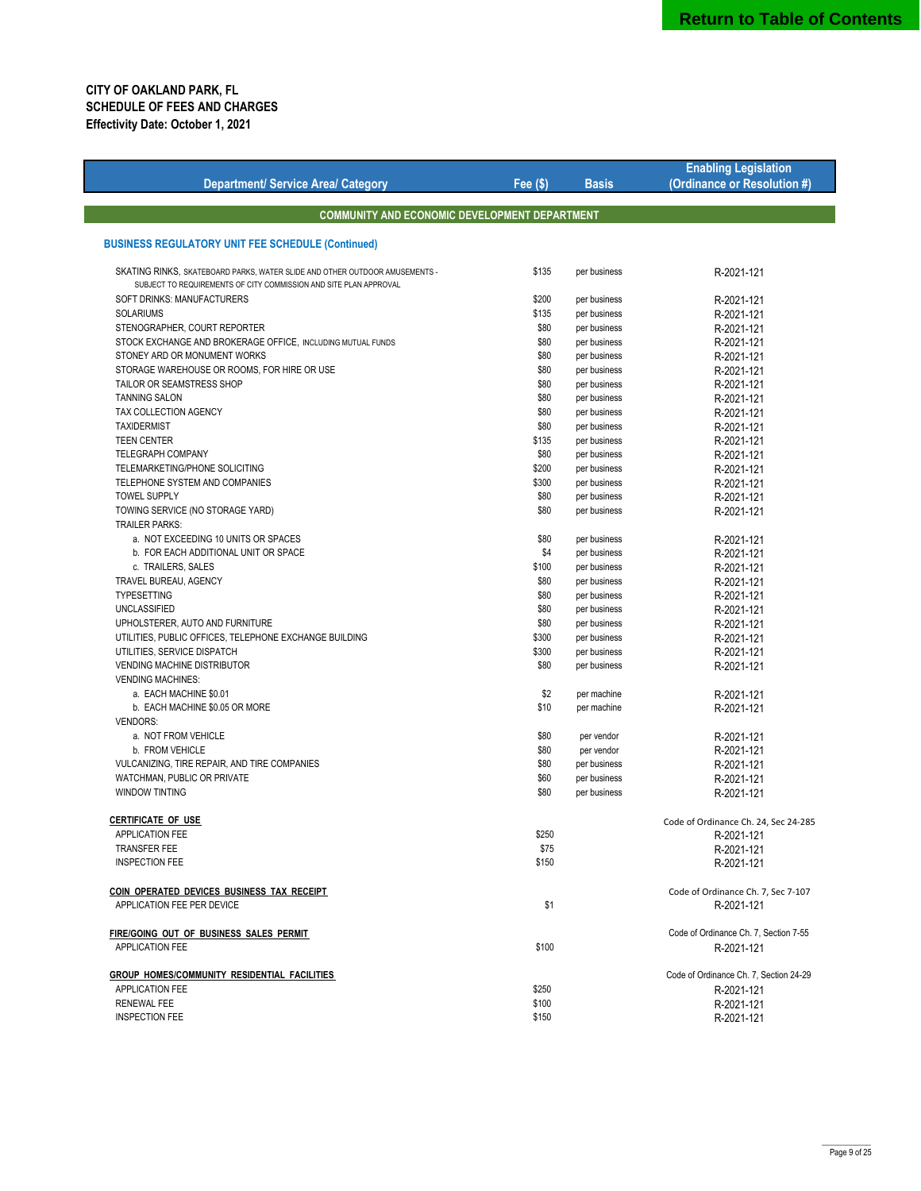**CITY OF OAKLAND PARK, FL**
**SCHEDULE OF FEES AND CHARGES**
**Effectivity Date: October 1, 2021**

| Department/ Service Area/ Category | Fee ($) | Basis | Enabling Legislation (Ordinance or Resolution #) |
|---|---|---|---|
| **COMMUNITY AND ECONOMIC DEVELOPMENT DEPARTMENT** | | | |
| **BUSINESS REGULATORY UNIT FEE SCHEDULE (Continued)** | | | |
| SKATING RINKS, SKATEBOARD PARKS, WATER SLIDE AND OTHER OUTDOOR AMUSEMENTS - SUBJECT TO REQUIREMENTS OF CITY COMMISSION AND SITE PLAN APPROVAL | $135 | per business | R-2021-121 |
| SOFT DRINKS: MANUFACTURERS | $200 | per business | R-2021-121 |
| SOLARIUMS | $135 | per business | R-2021-121 |
| STENOGRAPHER, COURT REPORTER | $80 | per business | R-2021-121 |
| STOCK EXCHANGE AND BROKERAGE OFFICE, INCLUDING MUTUAL FUNDS | $80 | per business | R-2021-121 |
| STONEY ARD OR MONUMENT WORKS | $80 | per business | R-2021-121 |
| STORAGE WAREHOUSE OR ROOMS, FOR HIRE OR USE | $80 | per business | R-2021-121 |
| TAILOR OR SEAMSTRESS SHOP | $80 | per business | R-2021-121 |
| TANNING SALON | $80 | per business | R-2021-121 |
| TAX COLLECTION AGENCY | $80 | per business | R-2021-121 |
| TAXIDERMIST | $80 | per business | R-2021-121 |
| TEEN CENTER | $135 | per business | R-2021-121 |
| TELEGRAPH COMPANY | $80 | per business | R-2021-121 |
| TELEMARKETING/PHONE SOLICITING | $200 | per business | R-2021-121 |
| TELEPHONE SYSTEM AND COMPANIES | $300 | per business | R-2021-121 |
| TOWEL SUPPLY | $80 | per business | R-2021-121 |
| TOWING SERVICE (NO STORAGE YARD) | $80 | per business | R-2021-121 |
| TRAILER PARKS: | | | |
| a. NOT EXCEEDING 10 UNITS OR SPACES | $80 | per business | R-2021-121 |
| b. FOR EACH ADDITIONAL UNIT OR SPACE | $4 | per business | R-2021-121 |
| c. TRAILERS, SALES | $100 | per business | R-2021-121 |
| TRAVEL BUREAU, AGENCY | $80 | per business | R-2021-121 |
| TYPESETTING | $80 | per business | R-2021-121 |
| UNCLASSIFIED | $80 | per business | R-2021-121 |
| UPHOLSTERER, AUTO AND FURNITURE | $80 | per business | R-2021-121 |
| UTILITIES, PUBLIC OFFICES, TELEPHONE EXCHANGE BUILDING | $300 | per business | R-2021-121 |
| UTILITIES, SERVICE DISPATCH | $300 | per business | R-2021-121 |
| VENDING MACHINE DISTRIBUTOR | $80 | per business | R-2021-121 |
| VENDING MACHINES: | | | |
| a. EACH MACHINE $0.01 | $2 | per machine | R-2021-121 |
| b. EACH MACHINE $0.05 OR MORE | $10 | per machine | R-2021-121 |
| VENDORS: | | | |
| a. NOT FROM VEHICLE | $80 | per vendor | R-2021-121 |
| b. FROM VEHICLE | $80 | per vendor | R-2021-121 |
| VULCANIZING, TIRE REPAIR, AND TIRE COMPANIES | $80 | per business | R-2021-121 |
| WATCHMAN, PUBLIC OR PRIVATE | $60 | per business | R-2021-121 |
| WINDOW TINTING | $80 | per business | R-2021-121 |
| **CERTIFICATE OF USE** | | | Code of Ordinance Ch. 24, Sec 24-285 |
| APPLICATION FEE | $250 | | R-2021-121 |
| TRANSFER FEE | $75 | | R-2021-121 |
| INSPECTION FEE | $150 | | R-2021-121 |
| **COIN OPERATED DEVICES BUSINESS TAX RECEIPT** | | | Code of Ordinance Ch. 7, Sec 7-107 |
| APPLICATION FEE PER DEVICE | $1 | | R-2021-121 |
| **FIRE/GOING OUT OF BUSINESS SALES PERMIT** | | | Code of Ordinance Ch. 7, Section 7-55 |
| APPLICATION FEE | $100 | | R-2021-121 |
| **GROUP HOMES/COMMUNITY RESIDENTIAL FACILITIES** | | | Code of Ordinance Ch. 7, Section 24-29 |
| APPLICATION FEE | $250 | | R-2021-121 |
| RENEWAL FEE | $100 | | R-2021-121 |
| INSPECTION FEE | $150 | | R-2021-121 |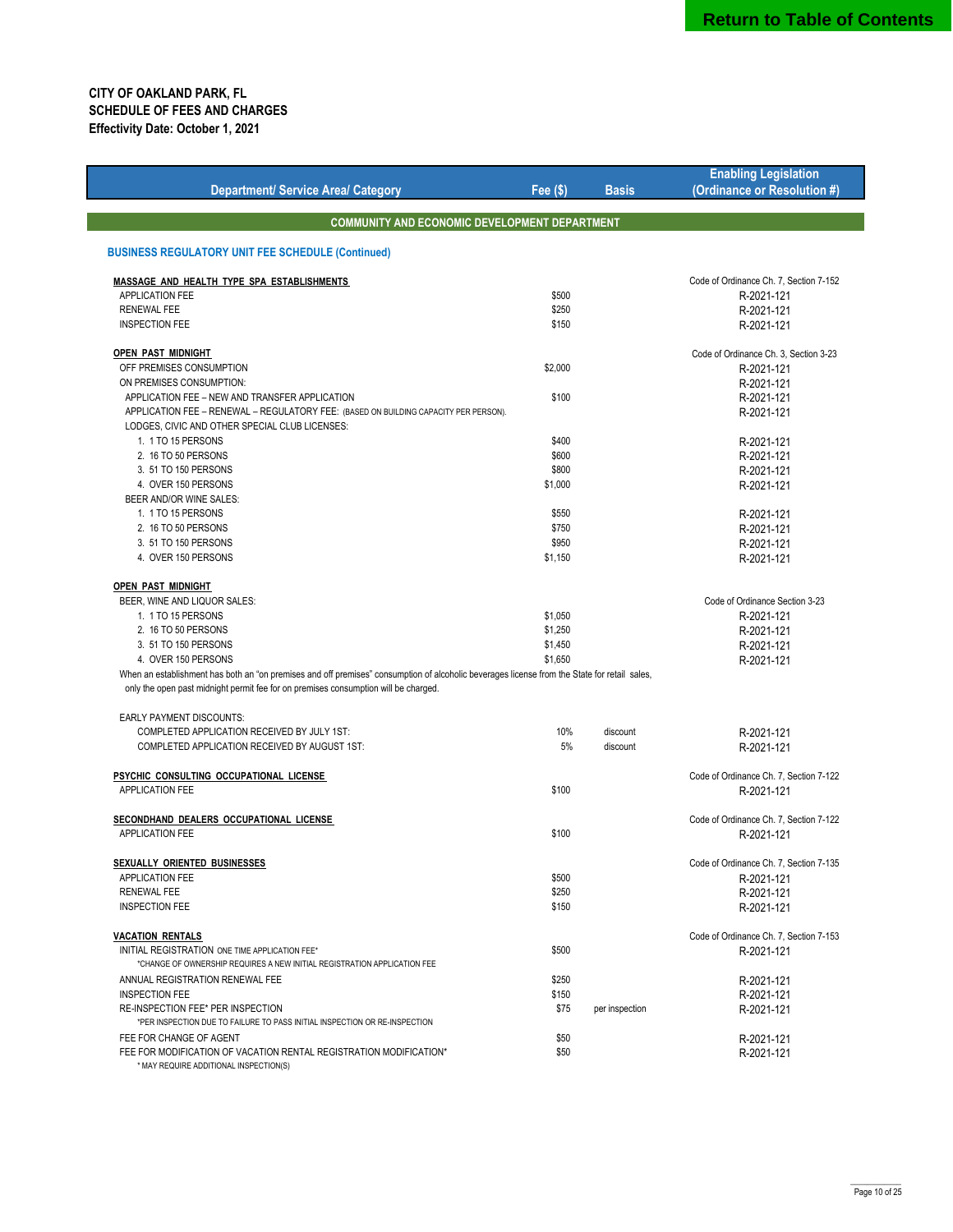**CITY OF OAKLAND PARK, FL**
**SCHEDULE OF FEES AND CHARGES**
**Effectivity Date: October 1, 2021**

| Department/ Service Area/ Category | Fee ($) | Basis | Enabling Legislation (Ordinance or Resolution #) |
|---|---|---|---|
| **COMMUNITY AND ECONOMIC DEVELOPMENT DEPARTMENT** | | | |
| **BUSINESS REGULATORY UNIT FEE SCHEDULE (Continued)** | | | |
| **MASSAGE AND HEALTH TYPE SPA ESTABLISHMENTS** | | | Code of Ordinance Ch. 7, Section 7-152 |
| APPLICATION FEE | $500 | | R-2021-121 |
| RENEWAL FEE | $250 | | R-2021-121 |
| INSPECTION FEE | $150 | | R-2021-121 |
| **OPEN PAST MIDNIGHT** | | | Code of Ordinance Ch. 3, Section 3-23 |
| OFF PREMISES CONSUMPTION | $2,000 | | R-2021-121 |
| ON PREMISES CONSUMPTION: | | | R-2021-121 |
| APPLICATION FEE – NEW AND TRANSFER APPLICATION | $100 | | R-2021-121 |
| APPLICATION FEE – RENEWAL – REGULATORY FEE: (BASED ON BUILDING CAPACITY PER PERSON). | | | R-2021-121 |
| LODGES, CIVIC AND OTHER SPECIAL CLUB LICENSES: | | | |
| 1. 1 TO 15 PERSONS | $400 | | R-2021-121 |
| 2. 16 TO 50 PERSONS | $600 | | R-2021-121 |
| 3. 51 TO 150 PERSONS | $800 | | R-2021-121 |
| 4. OVER 150 PERSONS | $1,000 | | R-2021-121 |
| BEER AND/OR WINE SALES: | | | |
| 1. 1 TO 15 PERSONS | $550 | | R-2021-121 |
| 2. 16 TO 50 PERSONS | $750 | | R-2021-121 |
| 3. 51 TO 150 PERSONS | $950 | | R-2021-121 |
| 4. OVER 150 PERSONS | $1,150 | | R-2021-121 |
| **OPEN PAST MIDNIGHT** | | | |
| BEER, WINE AND LIQUOR SALES: | | | Code of Ordinance Section 3-23 |
| 1. 1 TO 15 PERSONS | $1,050 | | R-2021-121 |
| 2. 16 TO 50 PERSONS | $1,250 | | R-2021-121 |
| 3. 51 TO 150 PERSONS | $1,450 | | R-2021-121 |
| 4. OVER 150 PERSONS | $1,650 | | R-2021-121 |
| When an establishment has both an "on premises and off premises" consumption of alcoholic beverages license from the State for retail sales, only the open past midnight permit fee for on premises consumption will be charged. | | | |
| EARLY PAYMENT DISCOUNTS: | | | |
| COMPLETED APPLICATION RECEIVED BY JULY 1ST: | 10% | discount | R-2021-121 |
| COMPLETED APPLICATION RECEIVED BY AUGUST 1ST: | 5% | discount | R-2021-121 |
| **PSYCHIC CONSULTING OCCUPATIONAL LICENSE** | | | Code of Ordinance Ch. 7, Section 7-122 |
| APPLICATION FEE | $100 | | R-2021-121 |
| **SECONDHAND DEALERS OCCUPATIONAL LICENSE** | | | Code of Ordinance Ch. 7, Section 7-122 |
| APPLICATION FEE | $100 | | R-2021-121 |
| **SEXUALLY ORIENTED BUSINESSES** | | | Code of Ordinance Ch. 7, Section 7-135 |
| APPLICATION FEE | $500 | | R-2021-121 |
| RENEWAL FEE | $250 | | R-2021-121 |
| INSPECTION FEE | $150 | | R-2021-121 |
| **VACATION RENTALS** | | | Code of Ordinance Ch. 7, Section 7-153 |
| INITIAL REGISTRATION ONE TIME APPLICATION FEE* *CHANGE OF OWNERSHIP REQUIRES A NEW INITIAL REGISTRATION APPLICATION FEE | $500 | | R-2021-121 |
| ANNUAL REGISTRATION RENEWAL FEE | $250 | | R-2021-121 |
| INSPECTION FEE | $150 | | R-2021-121 |
| RE-INSPECTION FEE* PER INSPECTION *PER INSPECTION DUE TO FAILURE TO PASS INITIAL INSPECTION OR RE-INSPECTION | $75 | per inspection | R-2021-121 |
| FEE FOR CHANGE OF AGENT | $50 | | R-2021-121 |
| FEE FOR MODIFICATION OF VACATION RENTAL REGISTRATION MODIFICATION* * MAY REQUIRE ADDITIONAL INSPECTION(S) | $50 | | R-2021-121 |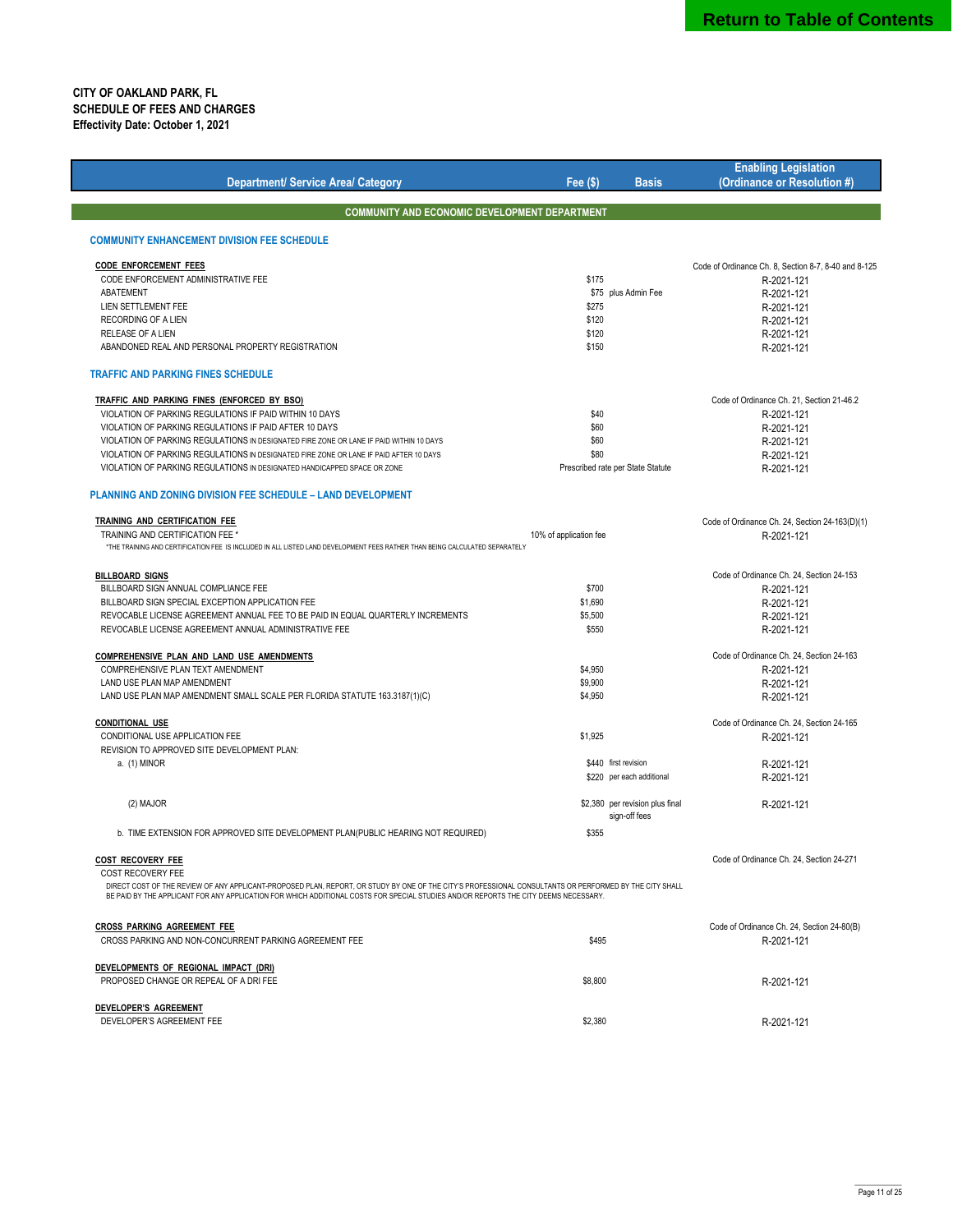**CITY OF OAKLAND PARK, FL**
**SCHEDULE OF FEES AND CHARGES**
**Effectivity Date: October 1, 2021**

| Department/ Service Area/ Category | Fee ($) | Basis | Enabling Legislation (Ordinance or Resolution #) |
|---|---|---|---|
| **COMMUNITY AND ECONOMIC DEVELOPMENT DEPARTMENT** | | | |
| **COMMUNITY ENHANCEMENT DIVISION FEE SCHEDULE** | | | |
| **CODE ENFORCEMENT FEES** | | | Code of Ordinance Ch. 8, Section 8-7, 8-40 and 8-125 |
| CODE ENFORCEMENT ADMINISTRATIVE FEE | $175 | | R-2021-121 |
| ABATEMENT | $75 | plus Admin Fee | R-2021-121 |
| LIEN SETTLEMENT FEE | $275 | | R-2021-121 |
| RECORDING OF A LIEN | $120 | | R-2021-121 |
| RELEASE OF A LIEN | $120 | | R-2021-121 |
| ABANDONED REAL AND PERSONAL PROPERTY REGISTRATION | $150 | | R-2021-121 |
| **TRAFFIC AND PARKING FINES SCHEDULE** | | | |
| **TRAFFIC AND PARKING FINES (ENFORCED BY BSO)** | | | Code of Ordinance Ch. 21, Section 21-46.2 |
| VIOLATION OF PARKING REGULATIONS IF PAID WITHIN 10 DAYS | $40 | | R-2021-121 |
| VIOLATION OF PARKING REGULATIONS IF PAID AFTER 10 DAYS | $60 | | R-2021-121 |
| VIOLATION OF PARKING REGULATIONS IN DESIGNATED FIRE ZONE OR LANE IF PAID WITHIN 10 DAYS | $60 | | R-2021-121 |
| VIOLATION OF PARKING REGULATIONS IN DESIGNATED FIRE ZONE OR LANE IF PAID AFTER 10 DAYS | $80 | | R-2021-121 |
| VIOLATION OF PARKING REGULATIONS IN DESIGNATED HANDICAPPED SPACE OR ZONE | Prescribed rate per State Statute | | R-2021-121 |
| **PLANNING AND ZONING DIVISION FEE SCHEDULE – LAND DEVELOPMENT** | | | |
| **TRAINING AND CERTIFICATION FEE** | | | Code of Ordinance Ch. 24, Section 24-163(D)(1) |
| TRAINING AND CERTIFICATION FEE * | 10% of application fee | | R-2021-121 |
| *THE TRAINING AND CERTIFICATION FEE IS INCLUDED IN ALL LISTED LAND DEVELOPMENT FEES RATHER THAN BEING CALCULATED SEPARATELY | | | |
| **BILLBOARD SIGNS** | | | Code of Ordinance Ch. 24, Section 24-153 |
| BILLBOARD SIGN ANNUAL COMPLIANCE FEE | $700 | | R-2021-121 |
| BILLBOARD SIGN SPECIAL EXCEPTION APPLICATION FEE | $1,690 | | R-2021-121 |
| REVOCABLE LICENSE AGREEMENT ANNUAL FEE TO BE PAID IN EQUAL QUARTERLY INCREMENTS | $5,500 | | R-2021-121 |
| REVOCABLE LICENSE AGREEMENT ANNUAL ADMINISTRATIVE FEE | $550 | | R-2021-121 |
| **COMPREHENSIVE PLAN AND LAND USE AMENDMENTS** | | | Code of Ordinance Ch. 24, Section 24-163 |
| COMPREHENSIVE PLAN TEXT AMENDMENT | $4,950 | | R-2021-121 |
| LAND USE PLAN MAP AMENDMENT | $9,900 | | R-2021-121 |
| LAND USE PLAN MAP AMENDMENT SMALL SCALE PER FLORIDA STATUTE 163.3187(1)(C) | $4,950 | | R-2021-121 |
| **CONDITIONAL USE** | | | Code of Ordinance Ch. 24, Section 24-165 |
| CONDITIONAL USE APPLICATION FEE | $1,925 | | R-2021-121 |
| REVISION TO APPROVED SITE DEVELOPMENT PLAN: | | | |
| a. (1) MINOR | $440 | first revision | R-2021-121 |
| | $220 | per each additional | R-2021-121 |
| (2) MAJOR | $2,380 | per revision plus final sign-off fees | R-2021-121 |
| b. TIME EXTENSION FOR APPROVED SITE DEVELOPMENT PLAN(PUBLIC HEARING NOT REQUIRED) | $355 | | |
| **COST RECOVERY FEE** | | | Code of Ordinance Ch. 24, Section 24-271 |
| COST RECOVERY FEE | | | |
| DIRECT COST OF THE REVIEW OF ANY APPLICANT-PROPOSED PLAN, REPORT, OR STUDY BY ONE OF THE CITY'S PROFESSIONAL CONSULTANTS OR PERFORMED BY THE CITY SHALL BE PAID BY THE APPLICANT FOR ANY APPLICATION FOR WHICH ADDITIONAL COSTS FOR SPECIAL STUDIES AND/OR REPORTS THE CITY DEEMS NECESSARY. | | | |
| **CROSS PARKING AGREEMENT FEE** | | | Code of Ordinance Ch. 24, Section 24-80(B) |
| CROSS PARKING AND NON-CONCURRENT PARKING AGREEMENT FEE | $495 | | R-2021-121 |
| **DEVELOPMENTS OF REGIONAL IMPACT (DRI)** | | | |
| PROPOSED CHANGE OR REPEAL OF A DRI FEE | $8,800 | | R-2021-121 |
| **DEVELOPER'S AGREEMENT** | | | |
| DEVELOPER'S AGREEMENT FEE | $2,380 | | R-2021-121 |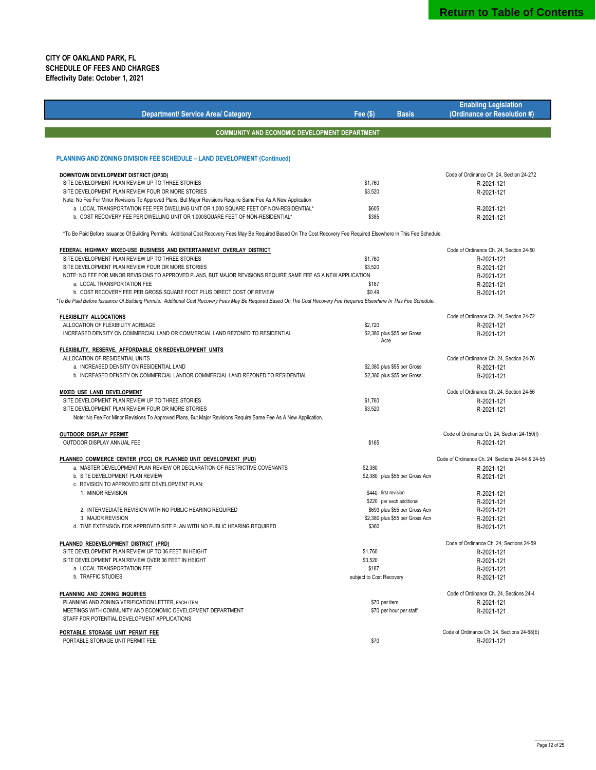Return to Table of Contents

**CITY OF OAKLAND PARK, FL**
**SCHEDULE OF FEES AND CHARGES**
**Effectivity Date: October 1, 2021**

| Department/ Service Area/ Category | Fee ($) | Basis | Enabling Legislation (Ordinance or Resolution #) |
|---|---|---|---|
| **COMMUNITY AND ECONOMIC DEVELOPMENT DEPARTMENT** | | | |
| **PLANNING AND ZONING DIVISION FEE SCHEDULE – LAND DEVELOPMENT (Continued)** | | | |
| **DOWNTOWN DEVELOPMENT DISTRICT (OP3D)** | | | Code of Ordinance Ch. 24, Section 24-272 |
| SITE DEVELOPMENT PLAN REVIEW UP TO THREE STORIES | $1,760 | | R-2021-121 |
| SITE DEVELOPMENT PLAN REVIEW FOUR OR MORE STORIES | $3,520 | | R-2021-121 |
| Note: No Fee For Minor Revisions To Approved Plans, But Major Revisions Require Same Fee As A New Application | | | |
| a. LOCAL TRANSPORTATION FEE PER DWELLING UNIT OR 1,000 SQUARE FEET OF NON-RESIDENTIAL* | $605 | | R-2021-121 |
| b. COST RECOVERY FEE PER DWELLING UNIT OR 1,000SQUARE FEET OF NON-RESIDENTIAL* | $385 | | R-2021-121 |
| *To Be Paid Before Issuance Of Building Permits. Additional Cost Recovery Fees May Be Required Based On The Cost Recovery Fee Required Elsewhere In This Fee Schedule. | | | |
| **FEDERAL HIGHWAY MIXED-USE BUSINESS AND ENTERTAINMENT OVERLAY DISTRICT** | | | Code of Ordinance Ch. 24, Section 24-50 |
| SITE DEVELOPMENT PLAN REVIEW UP TO THREE STORIES | $1,760 | | R-2021-121 |
| SITE DEVELOPMENT PLAN REVIEW FOUR OR MORE STORIES | $3,520 | | R-2021-121 |
| NOTE: NO FEE FOR MINOR REVISIONS TO APPROVED PLANS, BUT MAJOR REVISIONS REQUIRE SAME FEE AS A NEW APPLICATION | | | R-2021-121 |
| a. LOCAL TRANSPORTATION FEE | $187 | | R-2021-121 |
| b. COST RECOVERY FEE PER GROSS SQUARE FOOT PLUS DIRECT COST OF REVIEW | $0.49 | | R-2021-121 |
| *To Be Paid Before Issuance Of Building Permits. Additional Cost Recovery Fees May Be Required Based On The Cost Recovery Fee Required Elsewhere In This Fee Schedule.* | | | |
| **FLEXIBILITY ALLOCATIONS** | | | Code of Ordinance Ch. 24, Section 24-72 |
| ALLOCATION OF FLEXIBILITY ACREAGE | $2,720 | | R-2021-121 |
| INCREASED DENSITY ON COMMERCIAL LAND OR COMMERCIAL LAND REZONED TO RESIDENTIAL | $2,380 | plus $55 per Gross Acre | R-2021-121 |
| **FLEXIBILITY, RESERVE, AFFORDABLE OR REDEVELOPMENT UNITS** | | | |
| ALLOCATION OF RESIDENTIAL UNITS | | | Code of Ordinance Ch. 24, Section 24-76 |
| a. INCREASED DENSITY ON RESIDENTIAL LAND | $2,380 | plus $55 per Gross | R-2021-121 |
| b. INCREASED DENSITY ON COMMERCIAL LANDOR COMMERCIAL LAND REZONED TO RESIDENTIAL | $2,380 | plus $55 per Gross | R-2021-121 |
| **MIXED USE LAND DEVELOPMENT** | | | Code of Ordinance Ch. 24, Section 24-56 |
| SITE DEVELOPMENT PLAN REVIEW UP TO THREE STORIES | $1,760 | | R-2021-121 |
| SITE DEVELOPMENT PLAN REVIEW FOUR OR MORE STORIES | $3,520 | | R-2021-121 |
| Note: No Fee For Minor Revisions To Approved Plans, But Major Revisions Require Same Fee As A New Application. | | | |
| **OUTDOOR DISPLAY PERMIT** | | | Code of Ordinance Ch. 24, Section 24-150(I) |
| OUTDOOR DISPLAY ANNUAL FEE | $165 | | R-2021-121 |
| **PLANNED COMMERCE CENTER (PCC) OR PLANNED UNIT DEVELOPMENT (PUD)** | | | Code of Ordinance Ch. 24, Sections 24-54 & 24-55 |
| a. MASTER DEVELOPMENT PLAN REVIEW OR DECLARATION OF RESTRICTIVE COVENANTS | $2,380 | | R-2021-121 |
| b. SITE DEVELOPMENT PLAN REVIEW | $2,380 | plus $55 per Gross Acre | R-2021-121 |
| c. REVISION TO APPROVED SITE DEVELOPMENT PLAN: | | | |
| 1. MINOR REVISION | $440 | first revision | R-2021-121 |
| | $220 | per each additional | R-2021-121 |
| 2. INTERMEDIATE REVISION WITH NO PUBLIC HEARING REQUIRED | $693 | plus $55 per Gross Acre | R-2021-121 |
| 3. MAJOR REVISION | $2,380 | plus $55 per Gross Acre | R-2021-121 |
| d. TIME EXTENSION FOR APPROVED SITE PLAN WITH NO PUBLIC HEARING REQUIRED | $360 | | R-2021-121 |
| **PLANNED REDEVELOPMENT DISTRICT (PRD)** | | | Code of Ordinance Ch. 24, Sections 24-59 |
| SITE DEVELOPMENT PLAN REVIEW UP TO 36 FEET IN HEIGHT | $1,760 | | R-2021-121 |
| SITE DEVELOPMENT PLAN REVIEW OVER 36 FEET IN HEIGHT | $3,520 | | R-2021-121 |
| a. LOCAL TRANSPORTATION FEE | $187 | | R-2021-121 |
| b. TRAFFIC STUDIES | subject to Cost Recovery | | R-2021-121 |
| **PLANNING AND ZONING INQUIRIES** | | | Code of Ordinance Ch. 24, Sections 24-4 |
| PLANNING AND ZONING VERIFICATION LETTER, EACH ITEM | $70 | per item | R-2021-121 |
| MEETINGS WITH COMMUNITY AND ECONOMIC DEVELOPMENT DEPARTMENT STAFF FOR POTENTIAL DEVELOPMENT APPLICATIONS | $70 | per hour per staff | R-2021-121 |
| **PORTABLE STORAGE UNIT PERMIT FEE** | | | Code of Ordinance Ch. 24, Sections 24-68(E) |
| PORTABLE STORAGE UNIT PERMIT FEE | $70 | | R-2021-121 |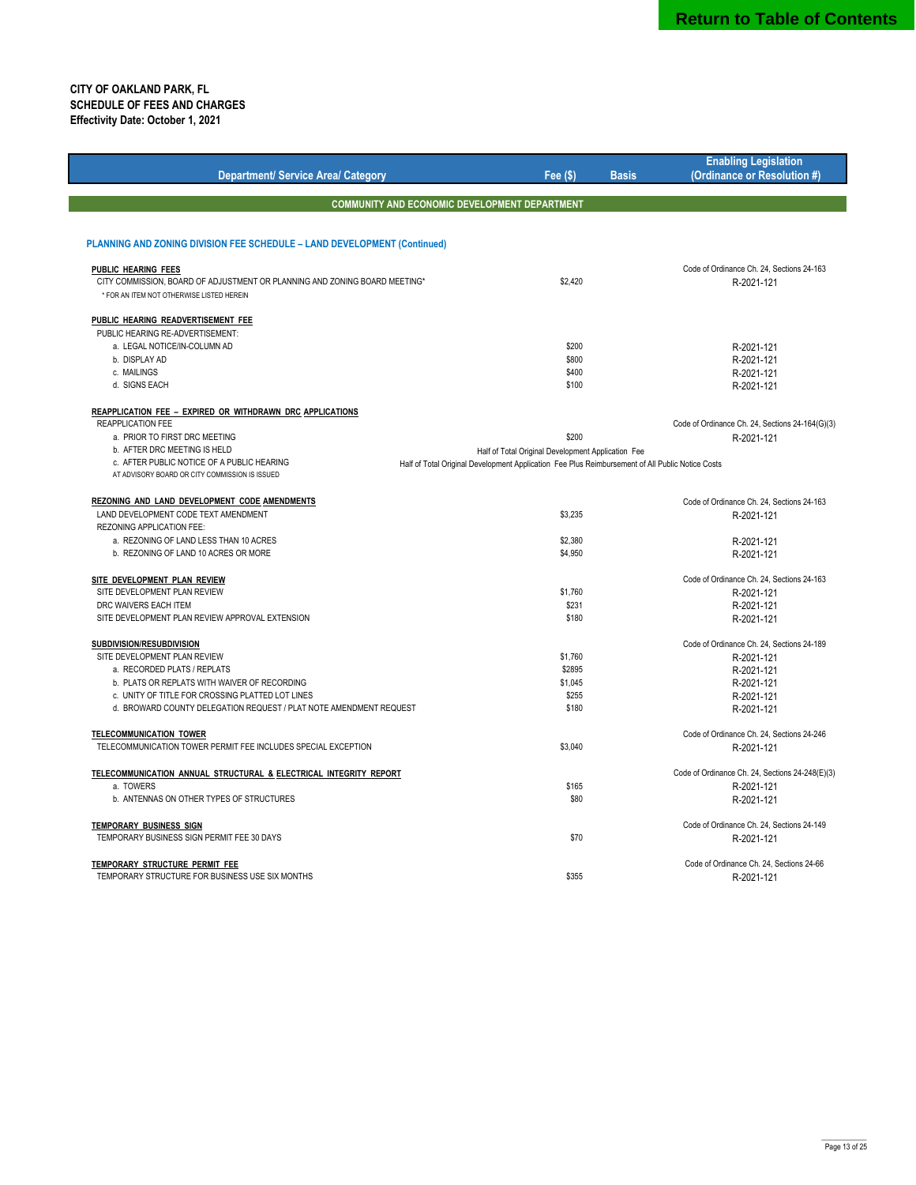**CITY OF OAKLAND PARK, FL**
**SCHEDULE OF FEES AND CHARGES**
**Effectivity Date: October 1, 2021**

| Department/ Service Area/ Category | Fee ($) | Basis | Enabling Legislation (Ordinance or Resolution #) |
|---|---|---|---|
| **COMMUNITY AND ECONOMIC DEVELOPMENT DEPARTMENT** | | | |
| **PLANNING AND ZONING DIVISION FEE SCHEDULE – LAND DEVELOPMENT (Continued)** | | | |
| **PUBLIC HEARING FEES** | | | Code of Ordinance Ch. 24, Sections 24-163 |
| CITY COMMISSION, BOARD OF ADJUSTMENT OR PLANNING AND ZONING BOARD MEETING* | $2,420 | | R-2021-121 |
| * FOR AN ITEM NOT OTHERWISE LISTED HEREIN | | | |
| **PUBLIC HEARING READVERTISEMENT FEE** | | | |
| PUBLIC HEARING RE-ADVERTISEMENT: | | | |
| a. LEGAL NOTICE/IN-COLUMN AD | $200 | | R-2021-121 |
| b. DISPLAY AD | $800 | | R-2021-121 |
| c. MAILINGS | $400 | | R-2021-121 |
| d. SIGNS EACH | $100 | | R-2021-121 |
| **REAPPLICATION FEE – EXPIRED OR WITHDRAWN DRC APPLICATIONS** | | | |
| REAPPLICATION FEE | | | Code of Ordinance Ch. 24, Sections 24-164(G)(3) |
| a. PRIOR TO FIRST DRC MEETING | $200 | | R-2021-121 |
| b. AFTER DRC MEETING IS HELD | Half of Total Original Development Application Fee | | |
| c. AFTER PUBLIC NOTICE OF A PUBLIC HEARING AT ADVISORY BOARD OR CITY COMMISSION IS ISSUED | Half of Total Original Development Application Fee Plus Reimbursement of All Public Notice Costs | | |
| **REZONING AND LAND DEVELOPMENT CODE AMENDMENTS** | | | Code of Ordinance Ch. 24, Sections 24-163 |
| LAND DEVELOPMENT CODE TEXT AMENDMENT | $3,235 | | R-2021-121 |
| REZONING APPLICATION FEE: | | | |
| a. REZONING OF LAND LESS THAN 10 ACRES | $2,380 | | R-2021-121 |
| b. REZONING OF LAND 10 ACRES OR MORE | $4,950 | | R-2021-121 |
| **SITE DEVELOPMENT PLAN REVIEW** | | | Code of Ordinance Ch. 24, Sections 24-163 |
| SITE DEVELOPMENT PLAN REVIEW | $1,760 | | R-2021-121 |
| DRC WAIVERS EACH ITEM | $231 | | R-2021-121 |
| SITE DEVELOPMENT PLAN REVIEW APPROVAL EXTENSION | $180 | | R-2021-121 |
| **SUBDIVISION/RESUBDIVISION** | | | Code of Ordinance Ch. 24, Sections 24-189 |
| SITE DEVELOPMENT PLAN REVIEW | $1,760 | | R-2021-121 |
| a. RECORDED PLATS / REPLATS | $2895 | | R-2021-121 |
| b. PLATS OR REPLATS WITH WAIVER OF RECORDING | $1,045 | | R-2021-121 |
| c. UNITY OF TITLE FOR CROSSING PLATTED LOT LINES | $255 | | R-2021-121 |
| d. BROWARD COUNTY DELEGATION REQUEST / PLAT NOTE AMENDMENT REQUEST | $180 | | R-2021-121 |
| **TELECOMMUNICATION TOWER** | | | Code of Ordinance Ch. 24, Sections 24-246 |
| TELECOMMUNICATION TOWER PERMIT FEE INCLUDES SPECIAL EXCEPTION | $3,040 | | R-2021-121 |
| **TELECOMMUNICATION ANNUAL STRUCTURAL & ELECTRICAL INTEGRITY REPORT** | | | Code of Ordinance Ch. 24, Sections 24-248(E)(3) |
| a. TOWERS | $165 | | R-2021-121 |
| b. ANTENNAS ON OTHER TYPES OF STRUCTURES | $80 | | R-2021-121 |
| **TEMPORARY BUSINESS SIGN** | | | Code of Ordinance Ch. 24, Sections 24-149 |
| TEMPORARY BUSINESS SIGN PERMIT FEE 30 DAYS | $70 | | R-2021-121 |
| **TEMPORARY STRUCTURE PERMIT FEE** | | | Code of Ordinance Ch. 24, Sections 24-66 |
| TEMPORARY STRUCTURE FOR BUSINESS USE SIX MONTHS | $355 | | R-2021-121 |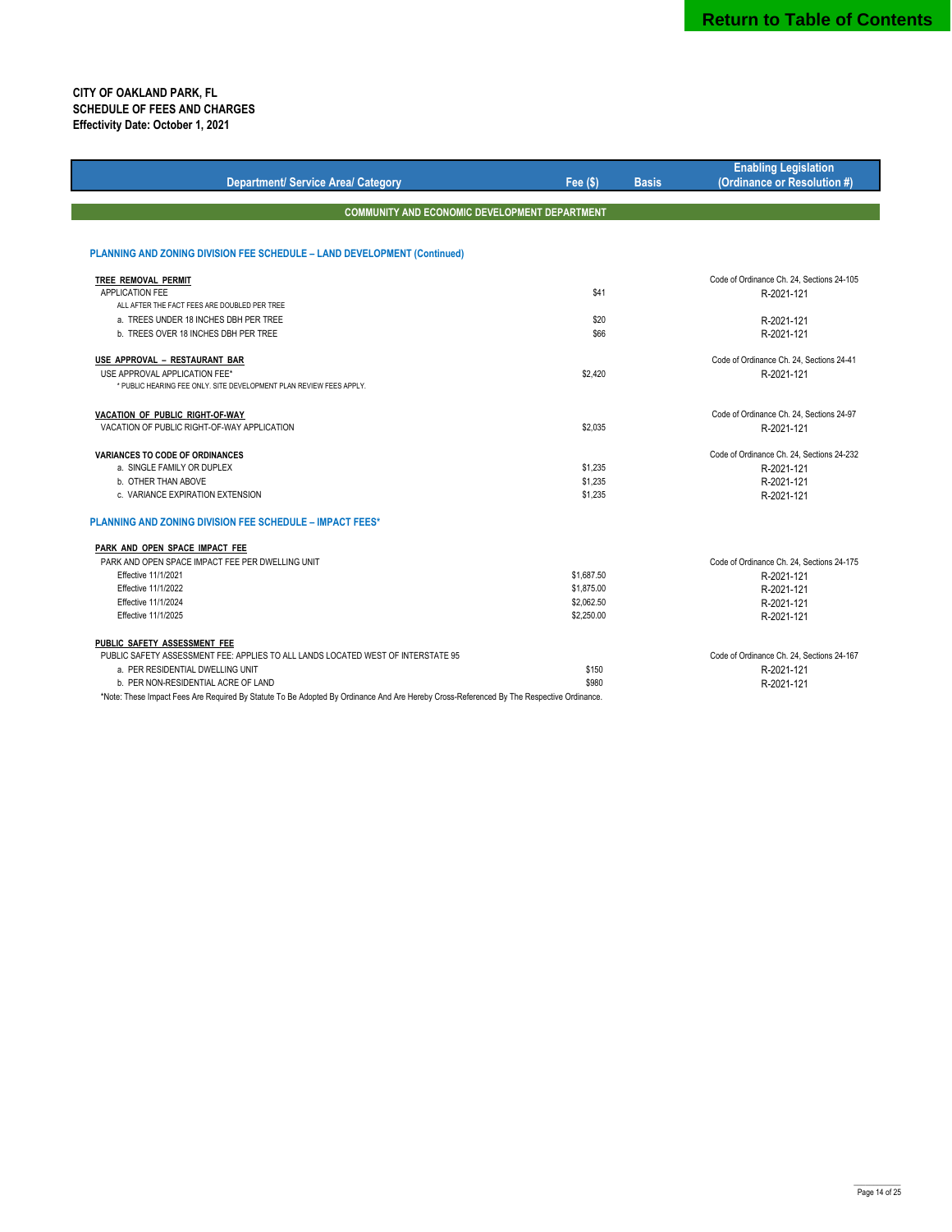**CITY OF OAKLAND PARK, FL**
**SCHEDULE OF FEES AND CHARGES**
**Effectivity Date: October 1, 2021**

| Department/ Service Area/ Category | Fee ($) | Basis | Enabling Legislation (Ordinance or Resolution #) |
|---|---|---|---|
| **COMMUNITY AND ECONOMIC DEVELOPMENT DEPARTMENT** | | | |
| **PLANNING AND ZONING DIVISION FEE SCHEDULE – LAND DEVELOPMENT (Continued)** | | | |
| **TREE REMOVAL PERMIT** | | | Code of Ordinance Ch. 24, Sections 24-105 |
| APPLICATION FEE | $41 | | R-2021-121 |
| ALL AFTER THE FACT FEES ARE DOUBLED PER TREE | | | |
| a. TREES UNDER 18 INCHES DBH PER TREE | $20 | | R-2021-121 |
| b. TREES OVER 18 INCHES DBH PER TREE | $66 | | R-2021-121 |
| **USE APPROVAL – RESTAURANT BAR** | | | Code of Ordinance Ch. 24, Sections 24-41 |
| USE APPROVAL APPLICATION FEE* | $2,420 | | R-2021-121 |
| * PUBLIC HEARING FEE ONLY. SITE DEVELOPMENT PLAN REVIEW FEES APPLY. | | | |
| **VACATION OF PUBLIC RIGHT-OF-WAY** | | | Code of Ordinance Ch. 24, Sections 24-97 |
| VACATION OF PUBLIC RIGHT-OF-WAY APPLICATION | $2,035 | | R-2021-121 |
| **VARIANCES TO CODE OF ORDINANCES** | | | Code of Ordinance Ch. 24, Sections 24-232 |
| a. SINGLE FAMILY OR DUPLEX | $1,235 | | R-2021-121 |
| b. OTHER THAN ABOVE | $1,235 | | R-2021-121 |
| c. VARIANCE EXPIRATION EXTENSION | $1,235 | | R-2021-121 |
| **PLANNING AND ZONING DIVISION FEE SCHEDULE – IMPACT FEES*** | | | |
| **PARK AND OPEN SPACE IMPACT FEE** | | | |
| PARK AND OPEN SPACE IMPACT FEE PER DWELLING UNIT | | | Code of Ordinance Ch. 24, Sections 24-175 |
| Effective 11/1/2021 | $1,687.50 | | R-2021-121 |
| Effective 11/1/2022 | $1,875.00 | | R-2021-121 |
| Effective 11/1/2024 | $2,062.50 | | R-2021-121 |
| Effective 11/1/2025 | $2,250.00 | | R-2021-121 |
| **PUBLIC SAFETY ASSESSMENT FEE** | | | |
| PUBLIC SAFETY ASSESSMENT FEE: APPLIES TO ALL LANDS LOCATED WEST OF INTERSTATE 95 | | | Code of Ordinance Ch. 24, Sections 24-167 |
| a. PER RESIDENTIAL DWELLING UNIT | $150 | | R-2021-121 |
| b. PER NON-RESIDENTIAL ACRE OF LAND | $980 | | R-2021-121 |

*Note: These Impact Fees Are Required By Statute To Be Adopted By Ordinance And Are Hereby Cross-Referenced By The Respective Ordinance.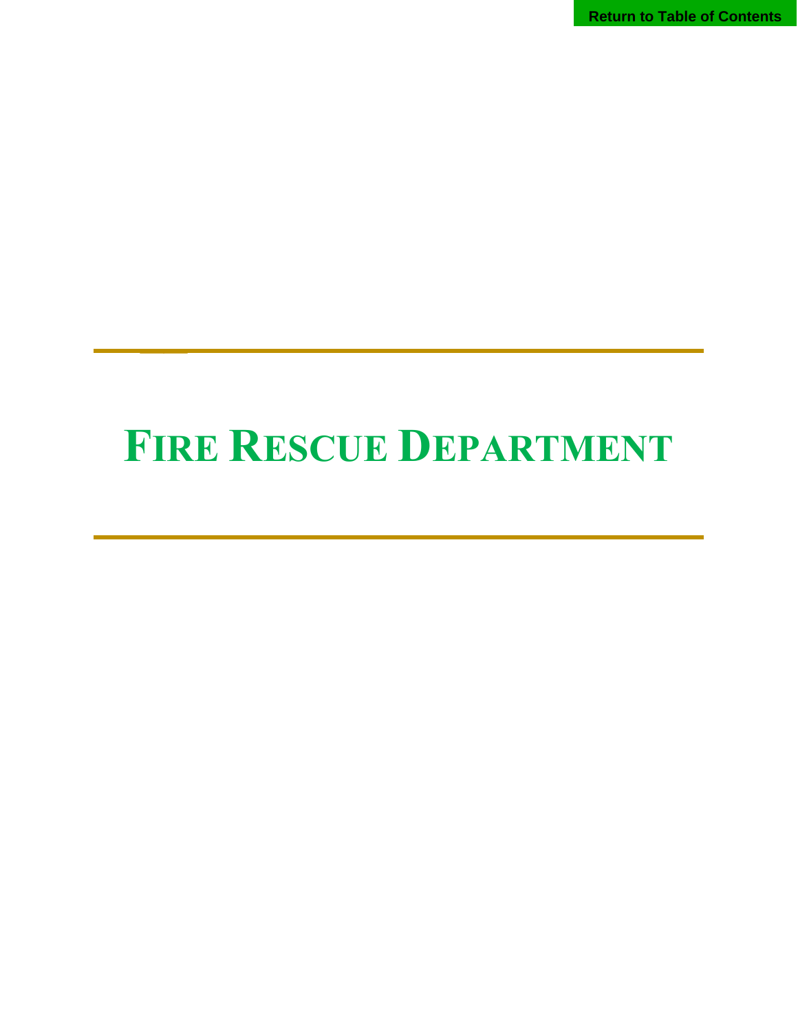# FIRE RESCUE DEPARTMENT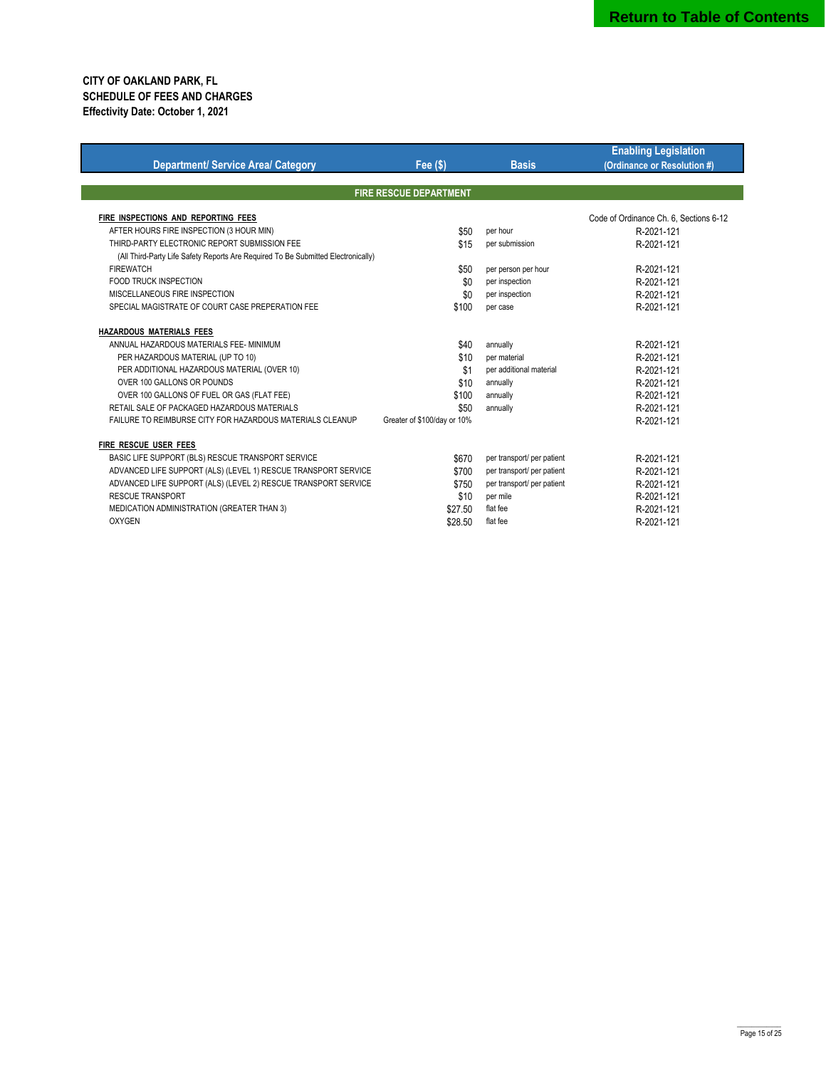"Return to Table of Contents" link omitted? It's a navigation element; I'll omit it as header.

**CITY OF OAKLAND PARK, FL**
**SCHEDULE OF FEES AND CHARGES**
**Effectivity Date: October 1, 2021**

| Department/ Service Area/ Category | Fee ($) | Basis | Enabling Legislation (Ordinance or Resolution #) |
|---|---|---|---|
| **FIRE RESCUE DEPARTMENT** | | | |
| **FIRE INSPECTIONS AND REPORTING FEES** | | | Code of Ordinance Ch. 6, Sections 6-12 |
| AFTER HOURS FIRE INSPECTION (3 HOUR MIN) | $50 | per hour | R-2021-121 |
| THIRD-PARTY ELECTRONIC REPORT SUBMISSION FEE | $15 | per submission | R-2021-121 |
| (All Third-Party Life Safety Reports Are Required To Be Submitted Electronically) | | | |
| FIREWATCH | $50 | per person per hour | R-2021-121 |
| FOOD TRUCK INSPECTION | $0 | per inspection | R-2021-121 |
| MISCELLANEOUS FIRE INSPECTION | $0 | per inspection | R-2021-121 |
| SPECIAL MAGISTRATE OF COURT CASE PREPERATION FEE | $100 | per case | R-2021-121 |
| **HAZARDOUS MATERIALS FEES** | | | |
| ANNUAL HAZARDOUS MATERIALS FEE- MINIMUM | $40 | annually | R-2021-121 |
| PER HAZARDOUS MATERIAL (UP TO 10) | $10 | per material | R-2021-121 |
| PER ADDITIONAL HAZARDOUS MATERIAL (OVER 10) | $1 | per additional material | R-2021-121 |
| OVER 100 GALLONS OR POUNDS | $10 | annually | R-2021-121 |
| OVER 100 GALLONS OF FUEL OR GAS (FLAT FEE) | $100 | annually | R-2021-121 |
| RETAIL SALE OF PACKAGED HAZARDOUS MATERIALS | $50 | annually | R-2021-121 |
| FAILURE TO REIMBURSE CITY FOR HAZARDOUS MATERIALS CLEANUP | Greater of $100/day or 10% | | R-2021-121 |
| **FIRE RESCUE USER FEES** | | | |
| BASIC LIFE SUPPORT (BLS) RESCUE TRANSPORT SERVICE | $670 | per transport/ per patient | R-2021-121 |
| ADVANCED LIFE SUPPORT (ALS) (LEVEL 1) RESCUE TRANSPORT SERVICE | $700 | per transport/ per patient | R-2021-121 |
| ADVANCED LIFE SUPPORT (ALS) (LEVEL 2) RESCUE TRANSPORT SERVICE | $750 | per transport/ per patient | R-2021-121 |
| RESCUE TRANSPORT | $10 | per mile | R-2021-121 |
| MEDICATION ADMINISTRATION (GREATER THAN 3) | $27.50 | flat fee | R-2021-121 |
| OXYGEN | $28.50 | flat fee | R-2021-121 |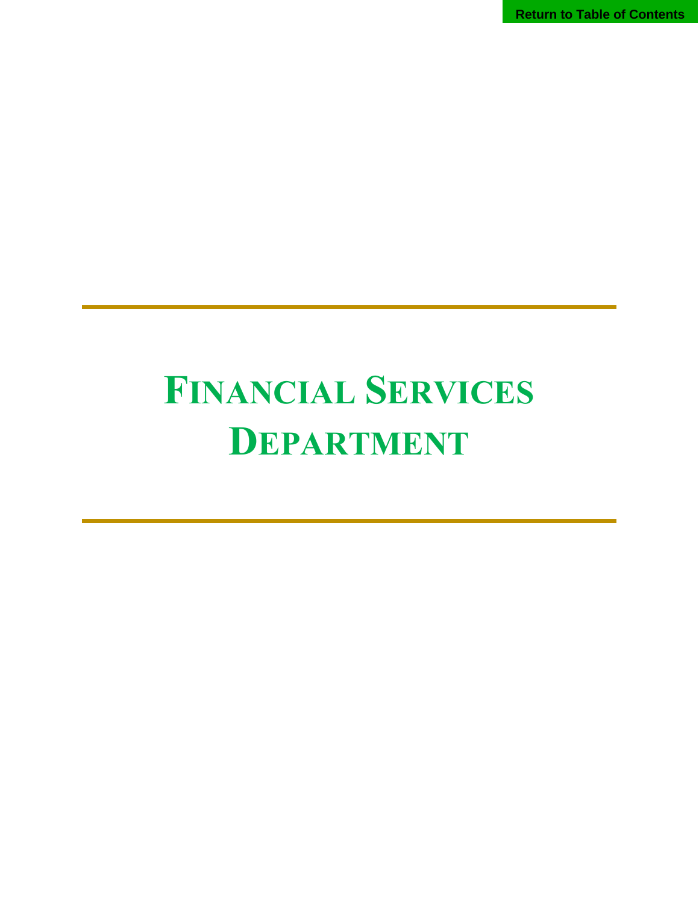Return to Table of Contents

# Financial Services Department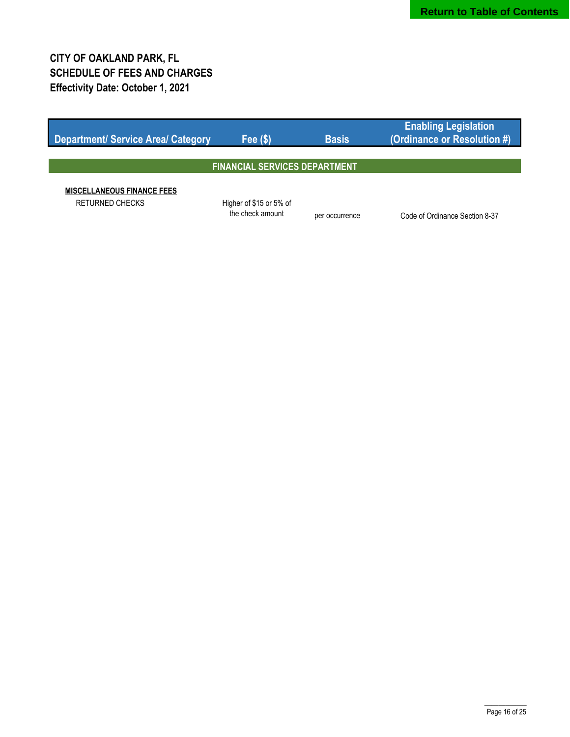Return to Table of Contents

# CITY OF OAKLAND PARK, FL
## SCHEDULE OF FEES AND CHARGES
### Effectivity Date: October 1, 2021

| Department/ Service Area/ Category | Fee ($) | Basis | Enabling Legislation (Ordinance or Resolution #) |
|---|---|---|---|
| **FINANCIAL SERVICES DEPARTMENT** | | | |
| **MISCELLANEOUS FINANCE FEES** | | | |
| RETURNED CHECKS | Higher of $15 or 5% of the check amount | per occurrence | Code of Ordinance Section 8-37 |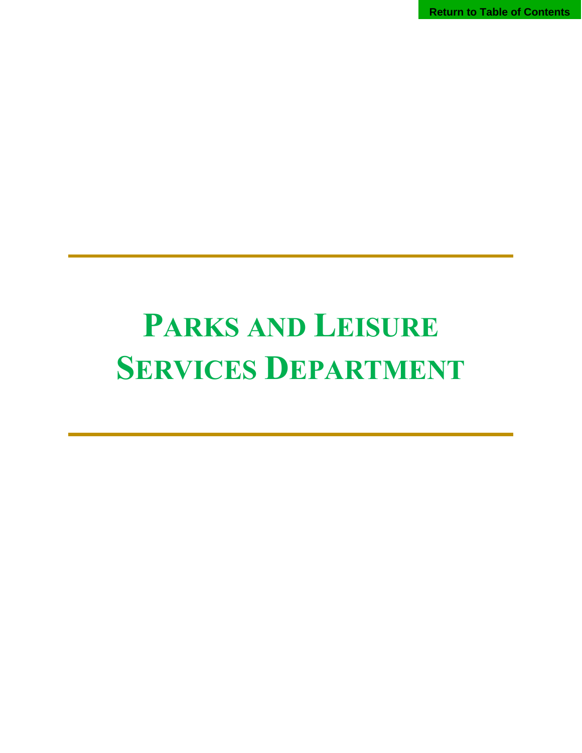# Parks and Leisure Services Department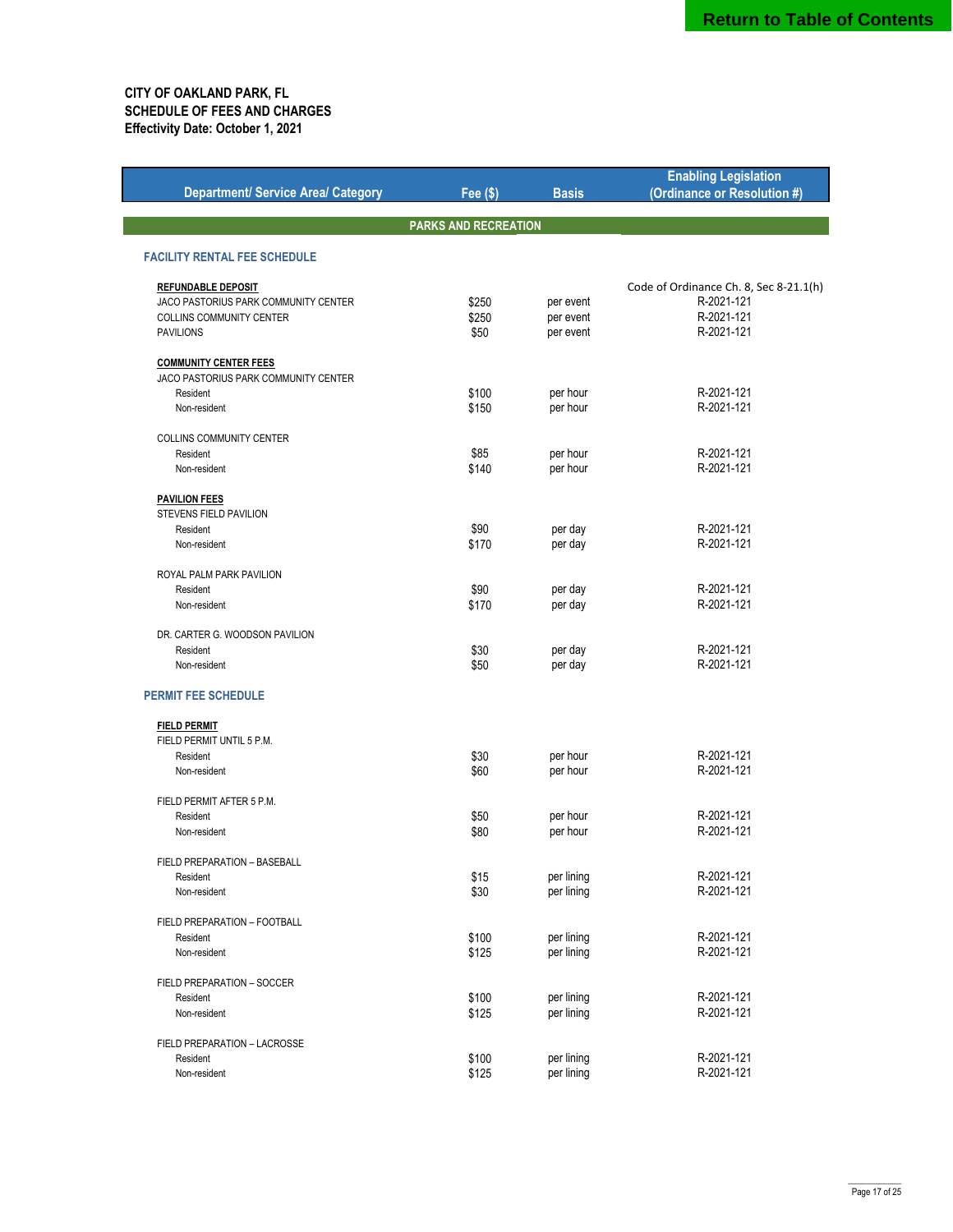**CITY OF OAKLAND PARK, FL**
**SCHEDULE OF FEES AND CHARGES**
**Effectivity Date: October 1, 2021**

| Department/ Service Area/ Category | Fee ($) | Basis | Enabling Legislation (Ordinance or Resolution #) |
|---|---|---|---|
| **PARKS AND RECREATION** | | | |
| **FACILITY RENTAL FEE SCHEDULE** | | | |
| **REFUNDABLE DEPOSIT** | | | Code of Ordinance Ch. 8, Sec 8-21.1(h) |
| JACO PASTORIUS PARK COMMUNITY CENTER | $250 | per event | R-2021-121 |
| COLLINS COMMUNITY CENTER | $250 | per event | R-2021-121 |
| PAVILIONS | $50 | per event | R-2021-121 |
| **COMMUNITY CENTER FEES** | | | |
| JACO PASTORIUS PARK COMMUNITY CENTER | | | |
| Resident | $100 | per hour | R-2021-121 |
| Non-resident | $150 | per hour | R-2021-121 |
| COLLINS COMMUNITY CENTER | | | |
| Resident | $85 | per hour | R-2021-121 |
| Non-resident | $140 | per hour | R-2021-121 |
| **PAVILION FEES** | | | |
| STEVENS FIELD PAVILION | | | |
| Resident | $90 | per day | R-2021-121 |
| Non-resident | $170 | per day | R-2021-121 |
| ROYAL PALM PARK PAVILION | | | |
| Resident | $90 | per day | R-2021-121 |
| Non-resident | $170 | per day | R-2021-121 |
| DR. CARTER G. WOODSON PAVILION | | | |
| Resident | $30 | per day | R-2021-121 |
| Non-resident | $50 | per day | R-2021-121 |
| **PERMIT FEE SCHEDULE** | | | |
| **FIELD PERMIT** | | | |
| FIELD PERMIT UNTIL 5 P.M. | | | |
| Resident | $30 | per hour | R-2021-121 |
| Non-resident | $60 | per hour | R-2021-121 |
| FIELD PERMIT AFTER 5 P.M. | | | |
| Resident | $50 | per hour | R-2021-121 |
| Non-resident | $80 | per hour | R-2021-121 |
| FIELD PREPARATION – BASEBALL | | | |
| Resident | $15 | per lining | R-2021-121 |
| Non-resident | $30 | per lining | R-2021-121 |
| FIELD PREPARATION – FOOTBALL | | | |
| Resident | $100 | per lining | R-2021-121 |
| Non-resident | $125 | per lining | R-2021-121 |
| FIELD PREPARATION – SOCCER | | | |
| Resident | $100 | per lining | R-2021-121 |
| Non-resident | $125 | per lining | R-2021-121 |
| FIELD PREPARATION – LACROSSE | | | |
| Resident | $100 | per lining | R-2021-121 |
| Non-resident | $125 | per lining | R-2021-121 |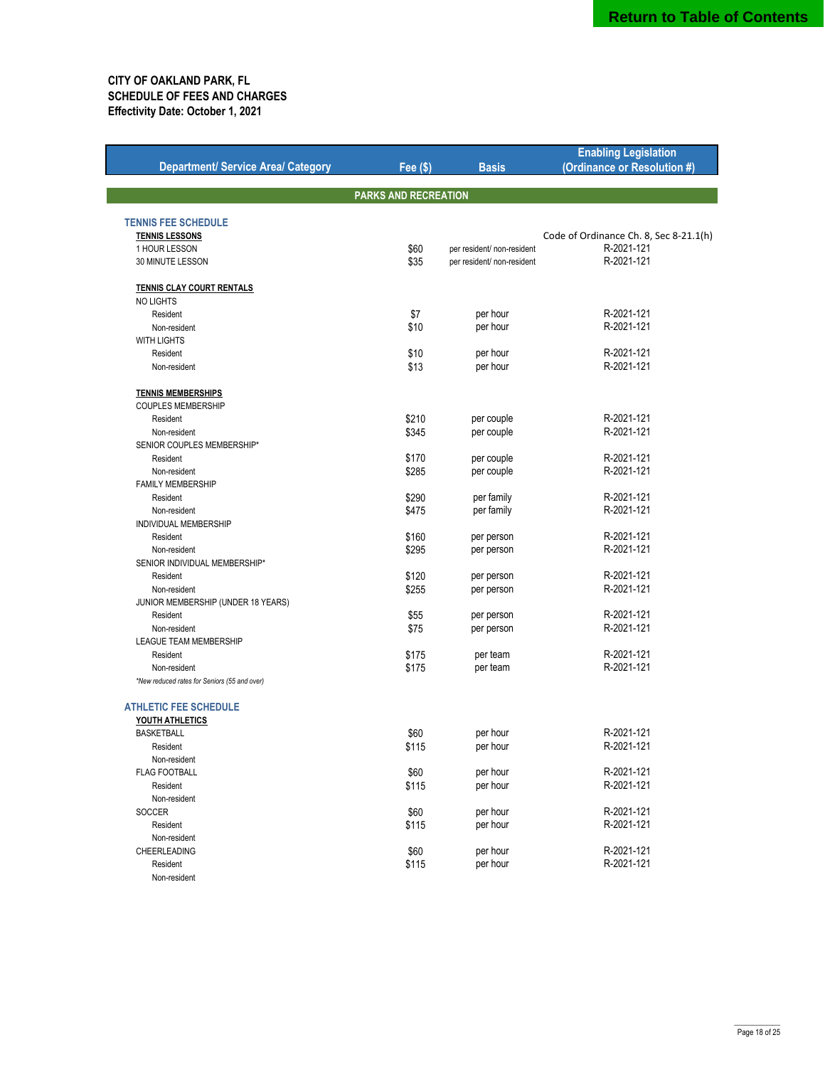Return to Table of Contents

**CITY OF OAKLAND PARK, FL**
**SCHEDULE OF FEES AND CHARGES**
**Effectivity Date: October 1, 2021**

| Department/ Service Area/ Category | Fee ($) | Basis | Enabling Legislation (Ordinance or Resolution #) |
|---|---|---|---|
| **PARKS AND RECREATION** | | | |
| **TENNIS FEE SCHEDULE** | | | |
| **TENNIS LESSONS** | | | Code of Ordinance Ch. 8, Sec 8-21.1(h) |
| 1 HOUR LESSON | $60 | per resident/ non-resident | R-2021-121 |
| 30 MINUTE LESSON | $35 | per resident/ non-resident | R-2021-121 |
| **TENNIS CLAY COURT RENTALS** | | | |
| NO LIGHTS | | | |
| Resident | $7 | per hour | R-2021-121 |
| Non-resident | $10 | per hour | R-2021-121 |
| WITH LIGHTS | | | |
| Resident | $10 | per hour | R-2021-121 |
| Non-resident | $13 | per hour | R-2021-121 |
| **TENNIS MEMBERSHIPS** | | | |
| COUPLES MEMBERSHIP | | | |
| Resident | $210 | per couple | R-2021-121 |
| Non-resident | $345 | per couple | R-2021-121 |
| SENIOR COUPLES MEMBERSHIP* | | | |
| Resident | $170 | per couple | R-2021-121 |
| Non-resident | $285 | per couple | R-2021-121 |
| FAMILY MEMBERSHIP | | | |
| Resident | $290 | per family | R-2021-121 |
| Non-resident | $475 | per family | R-2021-121 |
| INDIVIDUAL MEMBERSHIP | | | |
| Resident | $160 | per person | R-2021-121 |
| Non-resident | $295 | per person | R-2021-121 |
| SENIOR INDIVIDUAL MEMBERSHIP* | | | |
| Resident | $120 | per person | R-2021-121 |
| Non-resident | $255 | per person | R-2021-121 |
| JUNIOR MEMBERSHIP (UNDER 18 YEARS) | | | |
| Resident | $55 | per person | R-2021-121 |
| Non-resident | $75 | per person | R-2021-121 |
| LEAGUE TEAM MEMBERSHIP | | | |
| Resident | $175 | per team | R-2021-121 |
| Non-resident | $175 | per team | R-2021-121 |
| *New reduced rates for Seniors (55 and over)* | | | |
| **ATHLETIC FEE SCHEDULE** | | | |
| **YOUTH ATHLETICS** | | | |
| BASKETBALL | $60 | per hour | R-2021-121 |
| Resident | $115 | per hour | R-2021-121 |
| Non-resident | | | |
| FLAG FOOTBALL | $60 | per hour | R-2021-121 |
| Resident | $115 | per hour | R-2021-121 |
| Non-resident | | | |
| SOCCER | $60 | per hour | R-2021-121 |
| Resident | $115 | per hour | R-2021-121 |
| Non-resident | | | |
| CHEERLEADING | $60 | per hour | R-2021-121 |
| Resident | $115 | per hour | R-2021-121 |
| Non-resident | | | |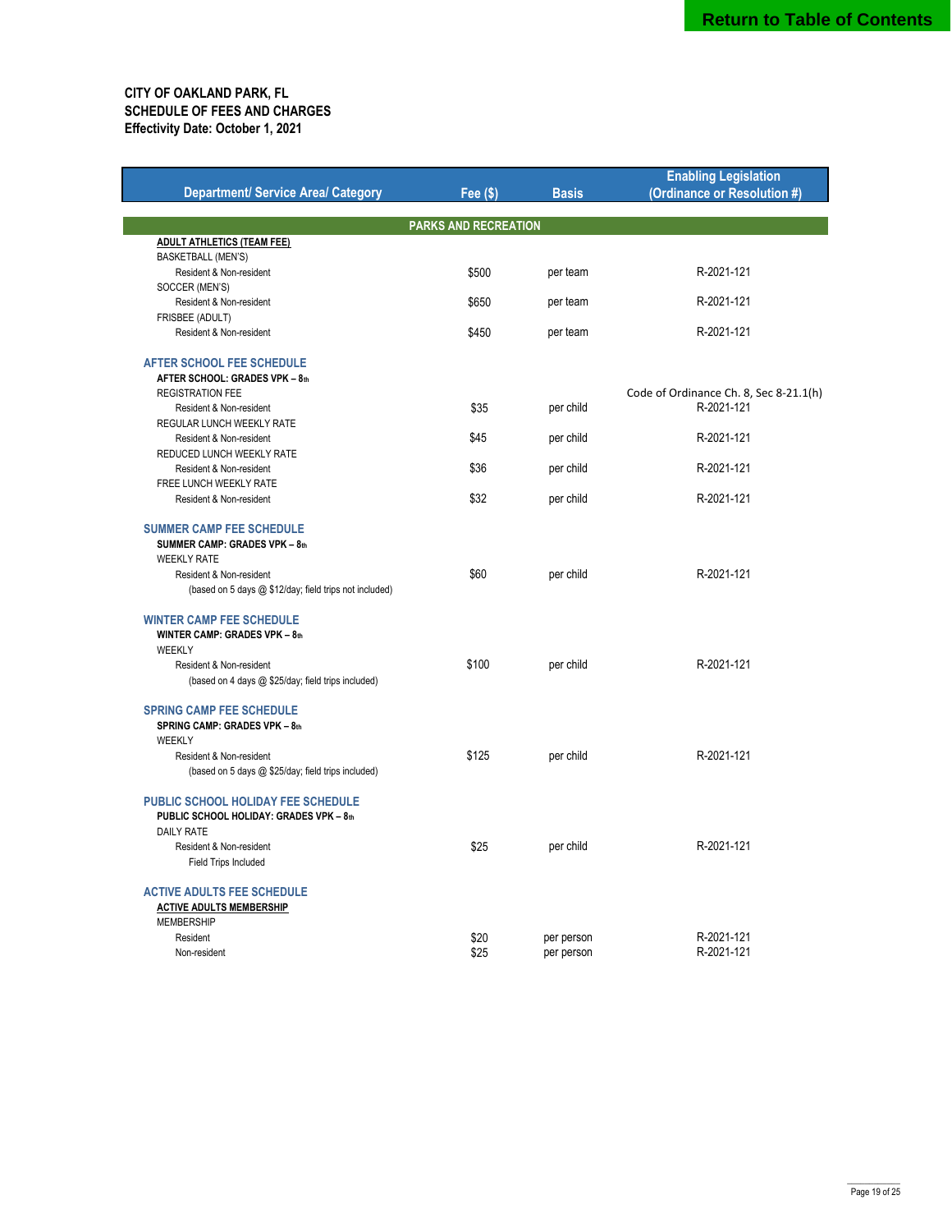**CITY OF OAKLAND PARK, FL**
**SCHEDULE OF FEES AND CHARGES**
**Effectivity Date: October 1, 2021**

| Department/ Service Area/ Category | Fee ($) | Basis | Enabling Legislation (Ordinance or Resolution #) |
|---|---|---|---|
| **PARKS AND RECREATION** | | | |
| **ADULT ATHLETICS (TEAM FEE)** | | | |
| BASKETBALL (MEN'S) | | | |
| Resident & Non-resident | $500 | per team | R-2021-121 |
| SOCCER (MEN'S) | | | |
| Resident & Non-resident | $650 | per team | R-2021-121 |
| FRISBEE (ADULT) | | | |
| Resident & Non-resident | $450 | per team | R-2021-121 |
| **AFTER SCHOOL FEE SCHEDULE** | | | |
| **AFTER SCHOOL: GRADES VPK – 8th** | | | |
| REGISTRATION FEE | | | Code of Ordinance Ch. 8, Sec 8-21.1(h) |
| Resident & Non-resident | $35 | per child | R-2021-121 |
| REGULAR LUNCH WEEKLY RATE | | | |
| Resident & Non-resident | $45 | per child | R-2021-121 |
| REDUCED LUNCH WEEKLY RATE | | | |
| Resident & Non-resident | $36 | per child | R-2021-121 |
| FREE LUNCH WEEKLY RATE | | | |
| Resident & Non-resident | $32 | per child | R-2021-121 |
| **SUMMER CAMP FEE SCHEDULE** | | | |
| **SUMMER CAMP: GRADES VPK – 8th** | | | |
| WEEKLY RATE | | | |
| Resident & Non-resident | $60 | per child | R-2021-121 |
| (based on 5 days @ $12/day; field trips not included) | | | |
| **WINTER CAMP FEE SCHEDULE** | | | |
| **WINTER CAMP: GRADES VPK – 8th** | | | |
| WEEKLY | | | |
| Resident & Non-resident | $100 | per child | R-2021-121 |
| (based on 4 days @ $25/day; field trips included) | | | |
| **SPRING CAMP FEE SCHEDULE** | | | |
| **SPRING CAMP: GRADES VPK – 8th** | | | |
| WEEKLY | | | |
| Resident & Non-resident | $125 | per child | R-2021-121 |
| (based on 5 days @ $25/day; field trips included) | | | |
| **PUBLIC SCHOOL HOLIDAY FEE SCHEDULE** | | | |
| **PUBLIC SCHOOL HOLIDAY: GRADES VPK – 8th** | | | |
| DAILY RATE | | | |
| Resident & Non-resident | $25 | per child | R-2021-121 |
| Field Trips Included | | | |
| **ACTIVE ADULTS FEE SCHEDULE** | | | |
| **ACTIVE ADULTS MEMBERSHIP** | | | |
| MEMBERSHIP | | | |
| Resident | $20 | per person | R-2021-121 |
| Non-resident | $25 | per person | R-2021-121 |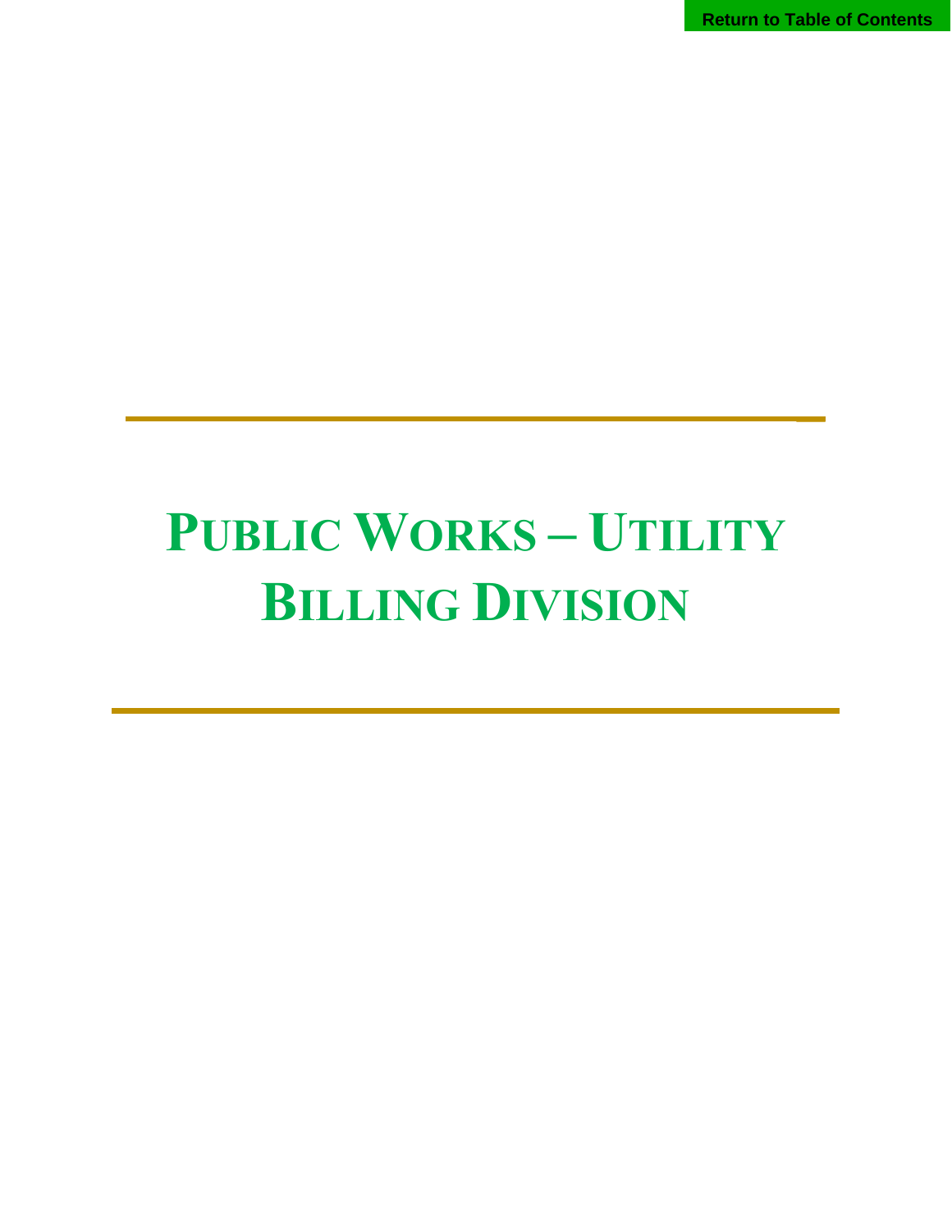Return to Table of Contents

# Public Works – Utility Billing Division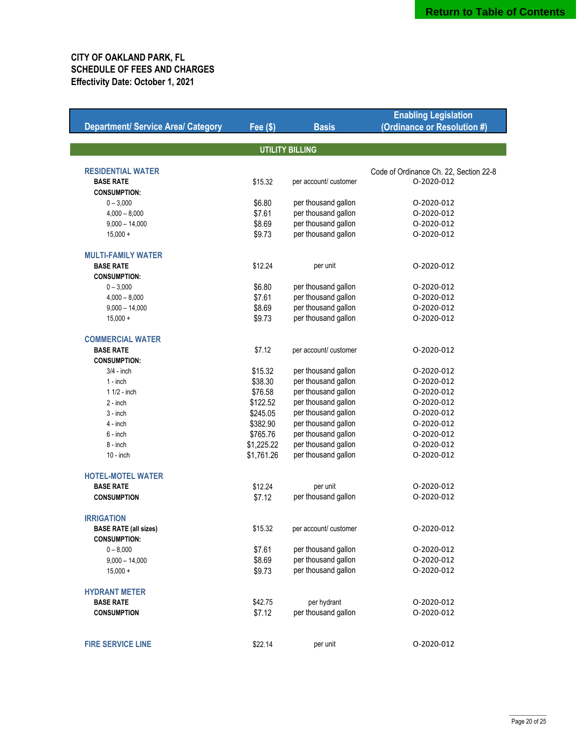Return to Table of Contents

**CITY OF OAKLAND PARK, FL**
**SCHEDULE OF FEES AND CHARGES**
**Effectivity Date: October 1, 2021**

| Department/ Service Area/ Category | Fee ($) | Basis | Enabling Legislation (Ordinance or Resolution #) |
|---|---|---|---|
| **UTILITY BILLING** | | | |
| **RESIDENTIAL WATER** | | | Code of Ordinance Ch. 22, Section 22-8 |
| **BASE RATE** | $15.32 | per account/ customer | O-2020-012 |
| **CONSUMPTION:** | | | |
| 0 – 3,000 | $6.80 | per thousand gallon | O-2020-012 |
| 4,000 – 8,000 | $7.61 | per thousand gallon | O-2020-012 |
| 9,000 – 14,000 | $8.69 | per thousand gallon | O-2020-012 |
| 15,000 + | $9.73 | per thousand gallon | O-2020-012 |
| **MULTI-FAMILY WATER** | | | |
| **BASE RATE** | $12.24 | per unit | O-2020-012 |
| **CONSUMPTION:** | | | |
| 0 – 3,000 | $6.80 | per thousand gallon | O-2020-012 |
| 4,000 – 8,000 | $7.61 | per thousand gallon | O-2020-012 |
| 9,000 – 14,000 | $8.69 | per thousand gallon | O-2020-012 |
| 15,000 + | $9.73 | per thousand gallon | O-2020-012 |
| **COMMERCIAL WATER** | | | |
| **BASE RATE** | $7.12 | per account/ customer | O-2020-012 |
| **CONSUMPTION:** | | | |
| 3/4 - inch | $15.32 | per thousand gallon | O-2020-012 |
| 1 - inch | $38.30 | per thousand gallon | O-2020-012 |
| 1 1/2 - inch | $76.58 | per thousand gallon | O-2020-012 |
| 2 - inch | $122.52 | per thousand gallon | O-2020-012 |
| 3 - inch | $245.05 | per thousand gallon | O-2020-012 |
| 4 - inch | $382.90 | per thousand gallon | O-2020-012 |
| 6 - inch | $765.76 | per thousand gallon | O-2020-012 |
| 8 - inch | $1,225.22 | per thousand gallon | O-2020-012 |
| 10 - inch | $1,761.26 | per thousand gallon | O-2020-012 |
| **HOTEL-MOTEL WATER** | | | |
| **BASE RATE** | $12.24 | per unit | O-2020-012 |
| **CONSUMPTION** | $7.12 | per thousand gallon | O-2020-012 |
| **IRRIGATION** | | | |
| **BASE RATE (all sizes)** | $15.32 | per account/ customer | O-2020-012 |
| **CONSUMPTION:** | | | |
| 0 – 8,000 | $7.61 | per thousand gallon | O-2020-012 |
| 9,000 – 14,000 | $8.69 | per thousand gallon | O-2020-012 |
| 15,000 + | $9.73 | per thousand gallon | O-2020-012 |
| **HYDRANT METER** | | | |
| **BASE RATE** | $42.75 | per hydrant | O-2020-012 |
| **CONSUMPTION** | $7.12 | per thousand gallon | O-2020-012 |
| **FIRE SERVICE LINE** | $22.14 | per unit | O-2020-012 |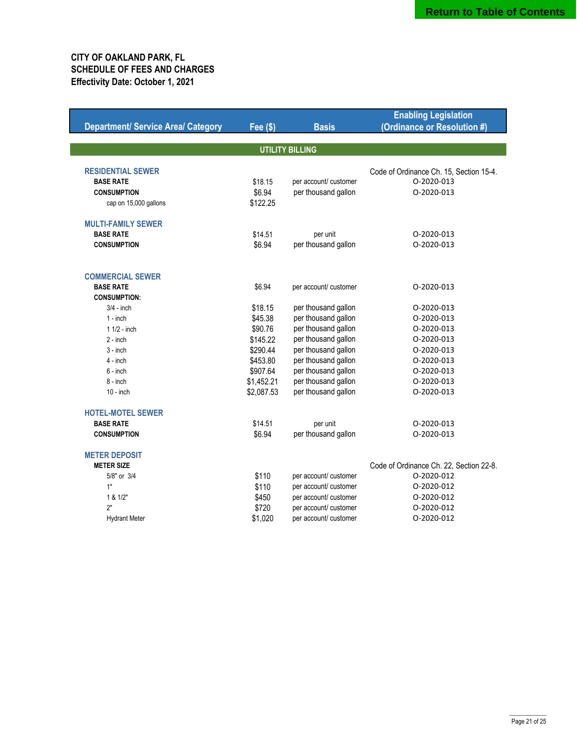**Return to Table of Contents**

# CITY OF OAKLAND PARK, FL
## SCHEDULE OF FEES AND CHARGES
### Effectivity Date: October 1, 2021

| Department/ Service Area/ Category | Fee ($) | Basis | Enabling Legislation (Ordinance or Resolution #) |
|---|---|---|---|
| **UTILITY BILLING** | | | |
| **RESIDENTIAL SEWER** | | | Code of Ordinance Ch. 15, Section 15-4. |
| **BASE RATE** | $18.15 | per account/ customer | O-2020-013 |
| **CONSUMPTION** | $6.94 | per thousand gallon | O-2020-013 |
| cap on 15,000 gallons | $122.25 | | |
| **MULTI-FAMILY SEWER** | | | |
| **BASE RATE** | $14.51 | per unit | O-2020-013 |
| **CONSUMPTION** | $6.94 | per thousand gallon | O-2020-013 |
| **COMMERCIAL SEWER** | | | |
| **BASE RATE** | $6.94 | per account/ customer | O-2020-013 |
| **CONSUMPTION:** | | | |
| 3/4 - inch | $18.15 | per thousand gallon | O-2020-013 |
| 1 - inch | $45.38 | per thousand gallon | O-2020-013 |
| 1 1/2 - inch | $90.76 | per thousand gallon | O-2020-013 |
| 2 - inch | $145.22 | per thousand gallon | O-2020-013 |
| 3 - inch | $290.44 | per thousand gallon | O-2020-013 |
| 4 - inch | $453.80 | per thousand gallon | O-2020-013 |
| 6 - inch | $907.64 | per thousand gallon | O-2020-013 |
| 8 - inch | $1,452.21 | per thousand gallon | O-2020-013 |
| 10 - inch | $2,087.53 | per thousand gallon | O-2020-013 |
| **HOTEL-MOTEL SEWER** | | | |
| **BASE RATE** | $14.51 | per unit | O-2020-013 |
| **CONSUMPTION** | $6.94 | per thousand gallon | O-2020-013 |
| **METER DEPOSIT** | | | |
| **METER SIZE** | | | Code of Ordinance Ch. 22, Section 22-8. |
| 5/8" or 3/4 | $110 | per account/ customer | O-2020-012 |
| 1" | $110 | per account/ customer | O-2020-012 |
| 1 & 1/2" | $450 | per account/ customer | O-2020-012 |
| 2" | $720 | per account/ customer | O-2020-012 |
| Hydrant Meter | $1,020 | per account/ customer | O-2020-012 |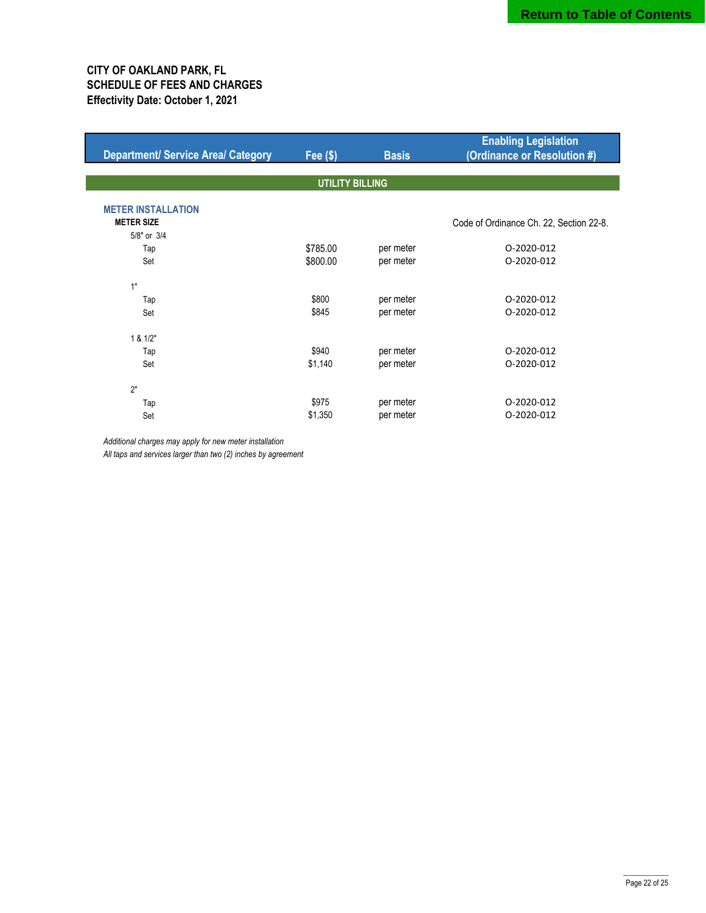Return to Table of Contents

**CITY OF OAKLAND PARK, FL**
**SCHEDULE OF FEES AND CHARGES**
**Effectivity Date: October 1, 2021**

| Department/ Service Area/ Category | Fee ($) | Basis | Enabling Legislation (Ordinance or Resolution #) |
|---|---|---|---|
| **UTILITY BILLING** | | | |
| **METER INSTALLATION** | | | |
| **METER SIZE** | | | Code of Ordinance Ch. 22, Section 22-8. |
| 5/8" or 3/4 | | | |
| Tap | $785.00 | per meter | O-2020-012 |
| Set | $800.00 | per meter | O-2020-012 |
| 1" | | | |
| Tap | $800 | per meter | O-2020-012 |
| Set | $845 | per meter | O-2020-012 |
| 1 & 1/2" | | | |
| Tap | $940 | per meter | O-2020-012 |
| Set | $1,140 | per meter | O-2020-012 |
| 2" | | | |
| Tap | $975 | per meter | O-2020-012 |
| Set | $1,350 | per meter | O-2020-012 |

*Additional charges may apply for new meter installation*
*All taps and services larger than two (2) inches by agreement*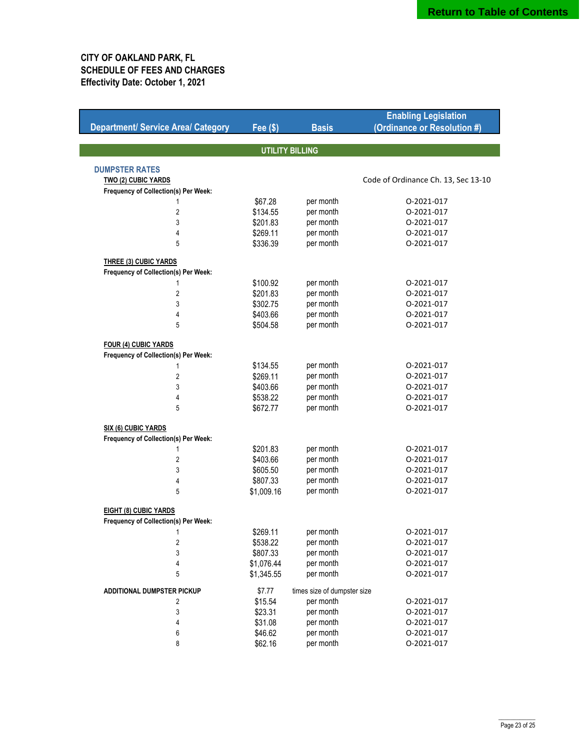**CITY OF OAKLAND PARK, FL**
**SCHEDULE OF FEES AND CHARGES**
**Effectivity Date: October 1, 2021**

| Department/ Service Area/ Category | Fee ($) | Basis | Enabling Legislation (Ordinance or Resolution #) |
|---|---|---|---|
| **UTILITY BILLING** | | | |
| **DUMPSTER RATES** | | | |
| **TWO (2) CUBIC YARDS** | | | Code of Ordinance Ch. 13, Sec 13-10 |
| **Frequency of Collection(s) Per Week:** | | | |
| 1 | $67.28 | per month | O-2021-017 |
| 2 | $134.55 | per month | O-2021-017 |
| 3 | $201.83 | per month | O-2021-017 |
| 4 | $269.11 | per month | O-2021-017 |
| 5 | $336.39 | per month | O-2021-017 |
| **THREE (3) CUBIC YARDS** | | | |
| **Frequency of Collection(s) Per Week:** | | | |
| 1 | $100.92 | per month | O-2021-017 |
| 2 | $201.83 | per month | O-2021-017 |
| 3 | $302.75 | per month | O-2021-017 |
| 4 | $403.66 | per month | O-2021-017 |
| 5 | $504.58 | per month | O-2021-017 |
| **FOUR (4) CUBIC YARDS** | | | |
| **Frequency of Collection(s) Per Week:** | | | |
| 1 | $134.55 | per month | O-2021-017 |
| 2 | $269.11 | per month | O-2021-017 |
| 3 | $403.66 | per month | O-2021-017 |
| 4 | $538.22 | per month | O-2021-017 |
| 5 | $672.77 | per month | O-2021-017 |
| **SIX (6) CUBIC YARDS** | | | |
| **Frequency of Collection(s) Per Week:** | | | |
| 1 | $201.83 | per month | O-2021-017 |
| 2 | $403.66 | per month | O-2021-017 |
| 3 | $605.50 | per month | O-2021-017 |
| 4 | $807.33 | per month | O-2021-017 |
| 5 | $1,009.16 | per month | O-2021-017 |
| **EIGHT (8) CUBIC YARDS** | | | |
| **Frequency of Collection(s) Per Week:** | | | |
| 1 | $269.11 | per month | O-2021-017 |
| 2 | $538.22 | per month | O-2021-017 |
| 3 | $807.33 | per month | O-2021-017 |
| 4 | $1,076.44 | per month | O-2021-017 |
| 5 | $1,345.55 | per month | O-2021-017 |
| **ADDITIONAL DUMPSTER PICKUP** | $7.77 | times size of dumpster size | |
| 2 | $15.54 | per month | O-2021-017 |
| 3 | $23.31 | per month | O-2021-017 |
| 4 | $31.08 | per month | O-2021-017 |
| 6 | $46.62 | per month | O-2021-017 |
| 8 | $62.16 | per month | O-2021-017 |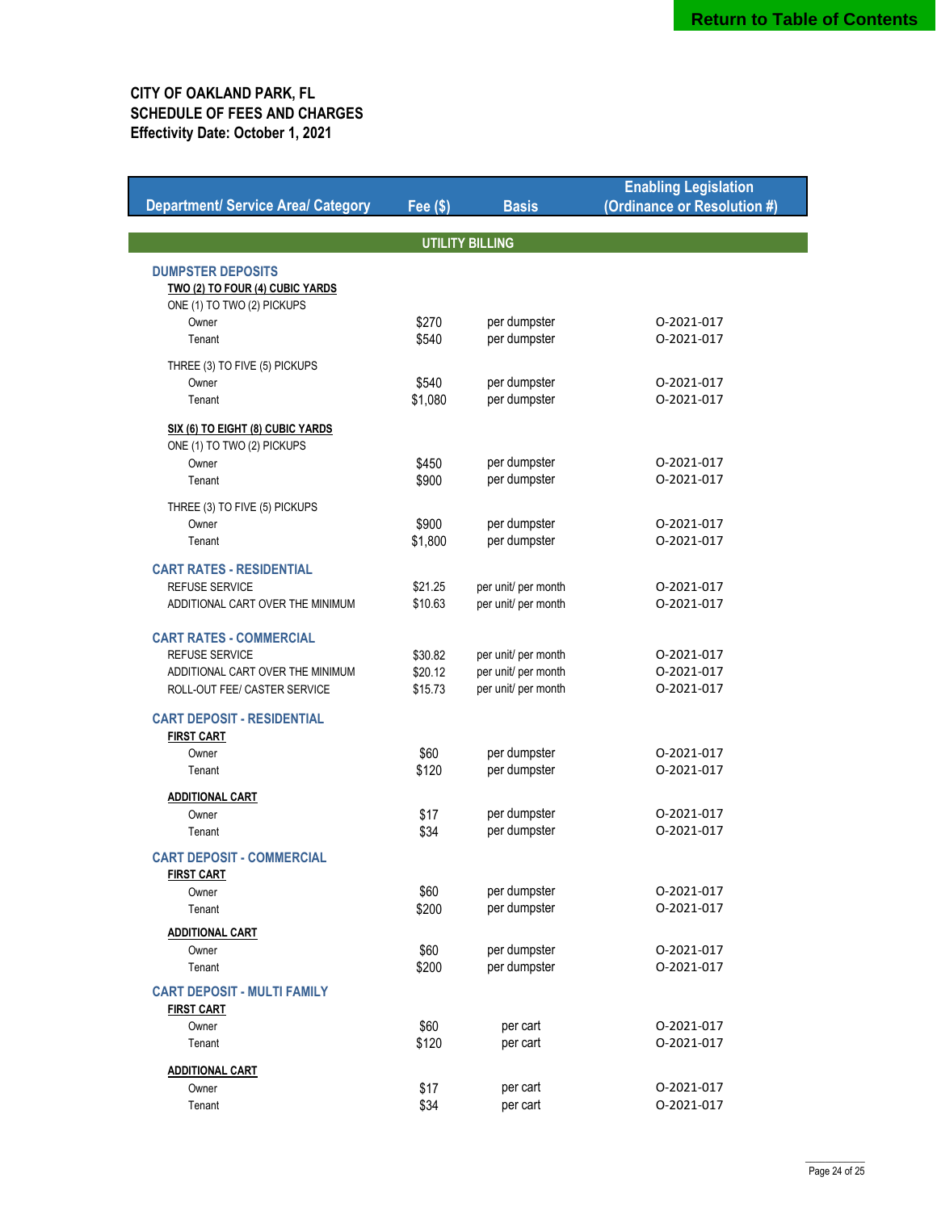**CITY OF OAKLAND PARK, FL**
**SCHEDULE OF FEES AND CHARGES**
**Effectivity Date: October 1, 2021**

| Department/ Service Area/ Category | Fee ($) | Basis | Enabling Legislation (Ordinance or Resolution #) |
|---|---|---|---|
| **UTILITY BILLING** | | | |
| **DUMPSTER DEPOSITS** | | | |
| **TWO (2) TO FOUR (4) CUBIC YARDS** | | | |
| ONE (1) TO TWO (2) PICKUPS | | | |
| Owner | $270 | per dumpster | O-2021-017 |
| Tenant | $540 | per dumpster | O-2021-017 |
| THREE (3) TO FIVE (5) PICKUPS | | | |
| Owner | $540 | per dumpster | O-2021-017 |
| Tenant | $1,080 | per dumpster | O-2021-017 |
| **SIX (6) TO EIGHT (8) CUBIC YARDS** | | | |
| ONE (1) TO TWO (2) PICKUPS | | | |
| Owner | $450 | per dumpster | O-2021-017 |
| Tenant | $900 | per dumpster | O-2021-017 |
| THREE (3) TO FIVE (5) PICKUPS | | | |
| Owner | $900 | per dumpster | O-2021-017 |
| Tenant | $1,800 | per dumpster | O-2021-017 |
| **CART RATES - RESIDENTIAL** | | | |
| REFUSE SERVICE | $21.25 | per unit/ per month | O-2021-017 |
| ADDITIONAL CART OVER THE MINIMUM | $10.63 | per unit/ per month | O-2021-017 |
| **CART RATES - COMMERCIAL** | | | |
| REFUSE SERVICE | $30.82 | per unit/ per month | O-2021-017 |
| ADDITIONAL CART OVER THE MINIMUM | $20.12 | per unit/ per month | O-2021-017 |
| ROLL-OUT FEE/ CASTER SERVICE | $15.73 | per unit/ per month | O-2021-017 |
| **CART DEPOSIT - RESIDENTIAL** | | | |
| **FIRST CART** | | | |
| Owner | $60 | per dumpster | O-2021-017 |
| Tenant | $120 | per dumpster | O-2021-017 |
| **ADDITIONAL CART** | | | |
| Owner | $17 | per dumpster | O-2021-017 |
| Tenant | $34 | per dumpster | O-2021-017 |
| **CART DEPOSIT - COMMERCIAL** | | | |
| **FIRST CART** | | | |
| Owner | $60 | per dumpster | O-2021-017 |
| Tenant | $200 | per dumpster | O-2021-017 |
| **ADDITIONAL CART** | | | |
| Owner | $60 | per dumpster | O-2021-017 |
| Tenant | $200 | per dumpster | O-2021-017 |
| **CART DEPOSIT - MULTI FAMILY** | | | |
| **FIRST CART** | | | |
| Owner | $60 | per cart | O-2021-017 |
| Tenant | $120 | per cart | O-2021-017 |
| **ADDITIONAL CART** | | | |
| Owner | $17 | per cart | O-2021-017 |
| Tenant | $34 | per cart | O-2021-017 |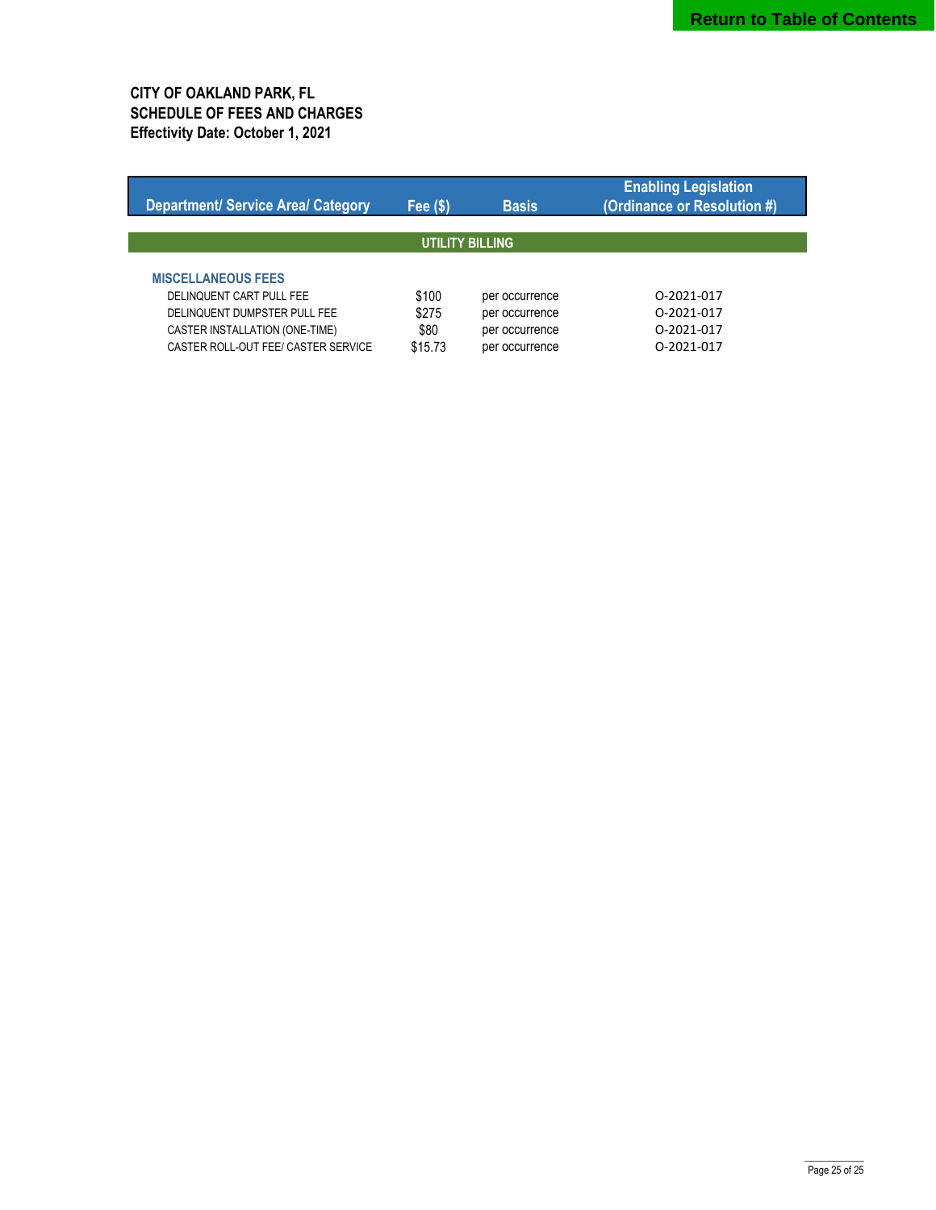[Return to Table of Contents]

**CITY OF OAKLAND PARK, FL**
**SCHEDULE OF FEES AND CHARGES**
**Effectivity Date: October 1, 2021**

| Department/ Service Area/ Category | Fee ($) | Basis | Enabling Legislation (Ordinance or Resolution #) |
|---|---|---|---|
| **UTILITY BILLING** | | | |
| **MISCELLANEOUS FEES** | | | |
| DELINQUENT CART PULL FEE | $100 | per occurrence | O-2021-017 |
| DELINQUENT DUMPSTER PULL FEE | $275 | per occurrence | O-2021-017 |
| CASTER INSTALLATION (ONE-TIME) | $80 | per occurrence | O-2021-017 |
| CASTER ROLL-OUT FEE/ CASTER SERVICE | $15.73 | per occurrence | O-2021-017 |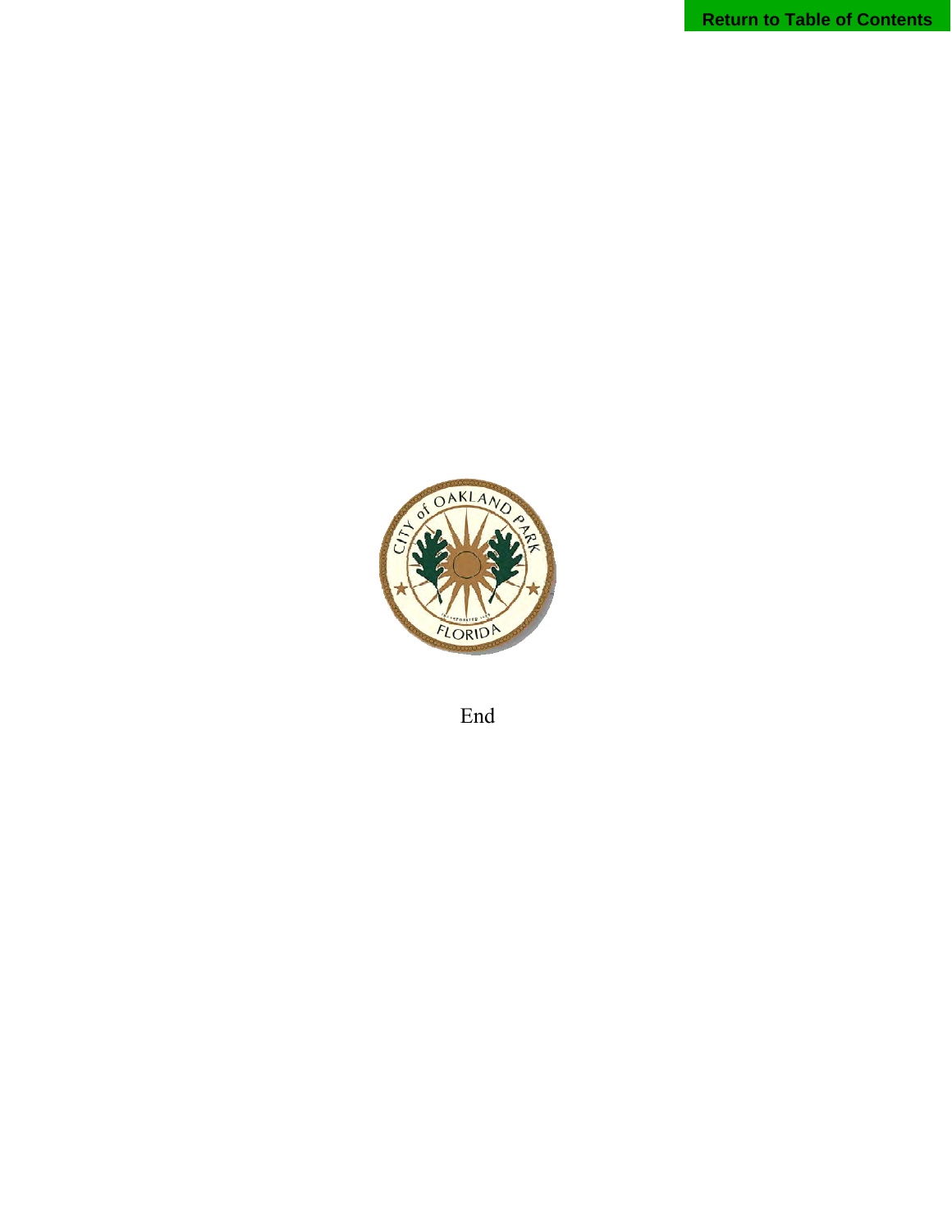Return to Table of Contents

End